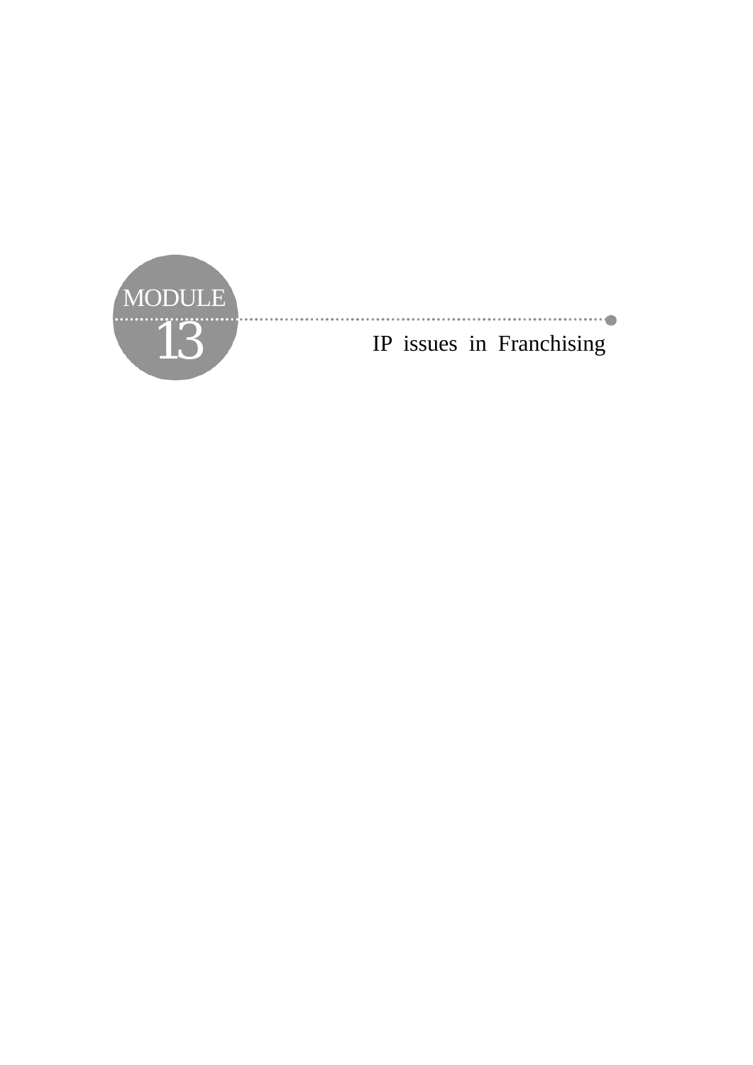MODULE 13

# IP issues in Franchising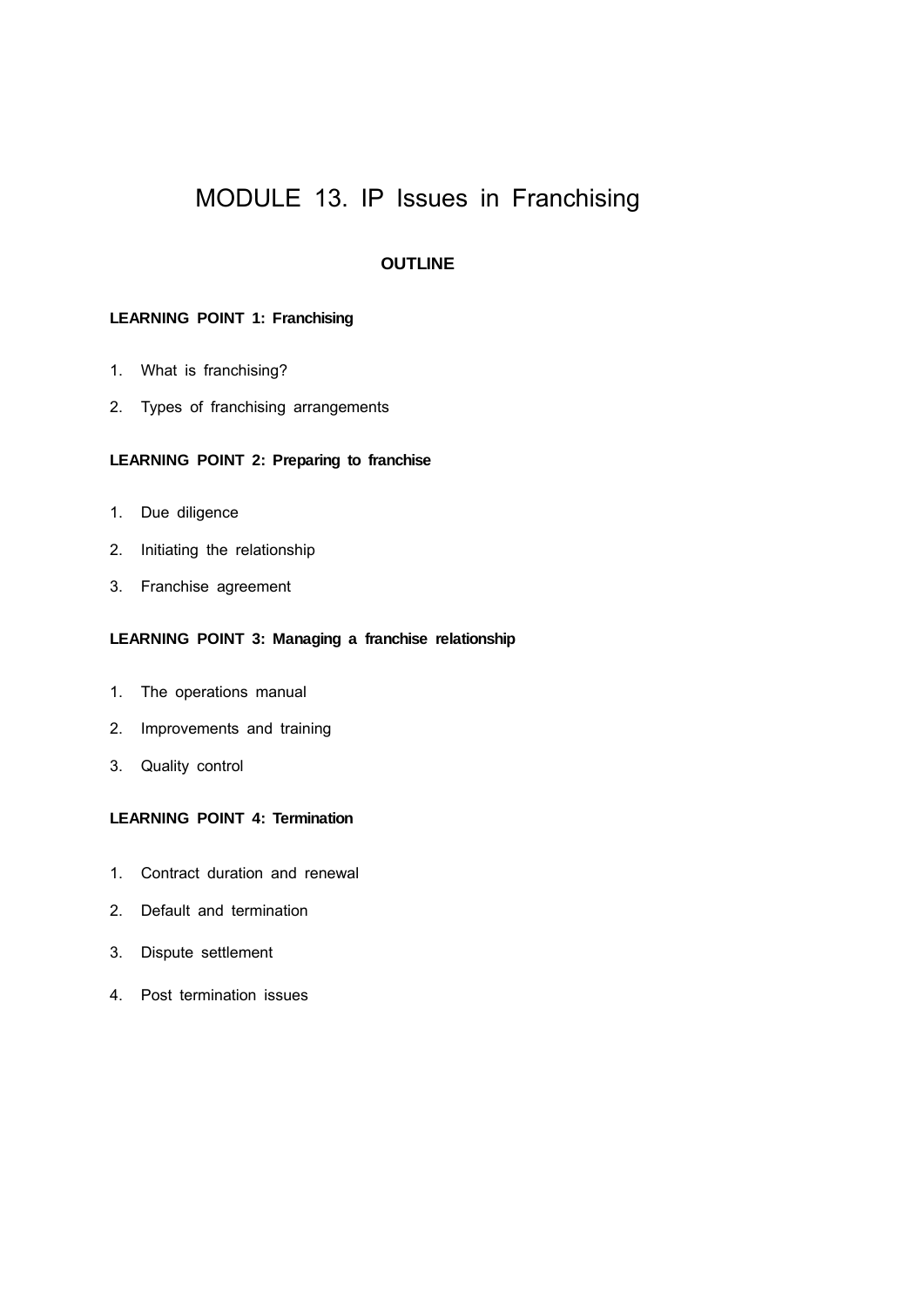# MODULE 13. IP Issues in Franchising

## OUTLINE

**LEARNING POINT 1: Franchising**

1. What is franchising?
2. Types of franchising arrangements

**LEARNING POINT 2: Preparing to franchise**

1. Due diligence
2. Initiating the relationship
3. Franchise agreement

**LEARNING POINT 3: Managing a franchise relationship**

1. The operations manual
2. Improvements and training
3. Quality control

**LEARNING POINT 4: Termination**

1. Contract duration and renewal
2. Default and termination
3. Dispute settlement
4. Post termination issues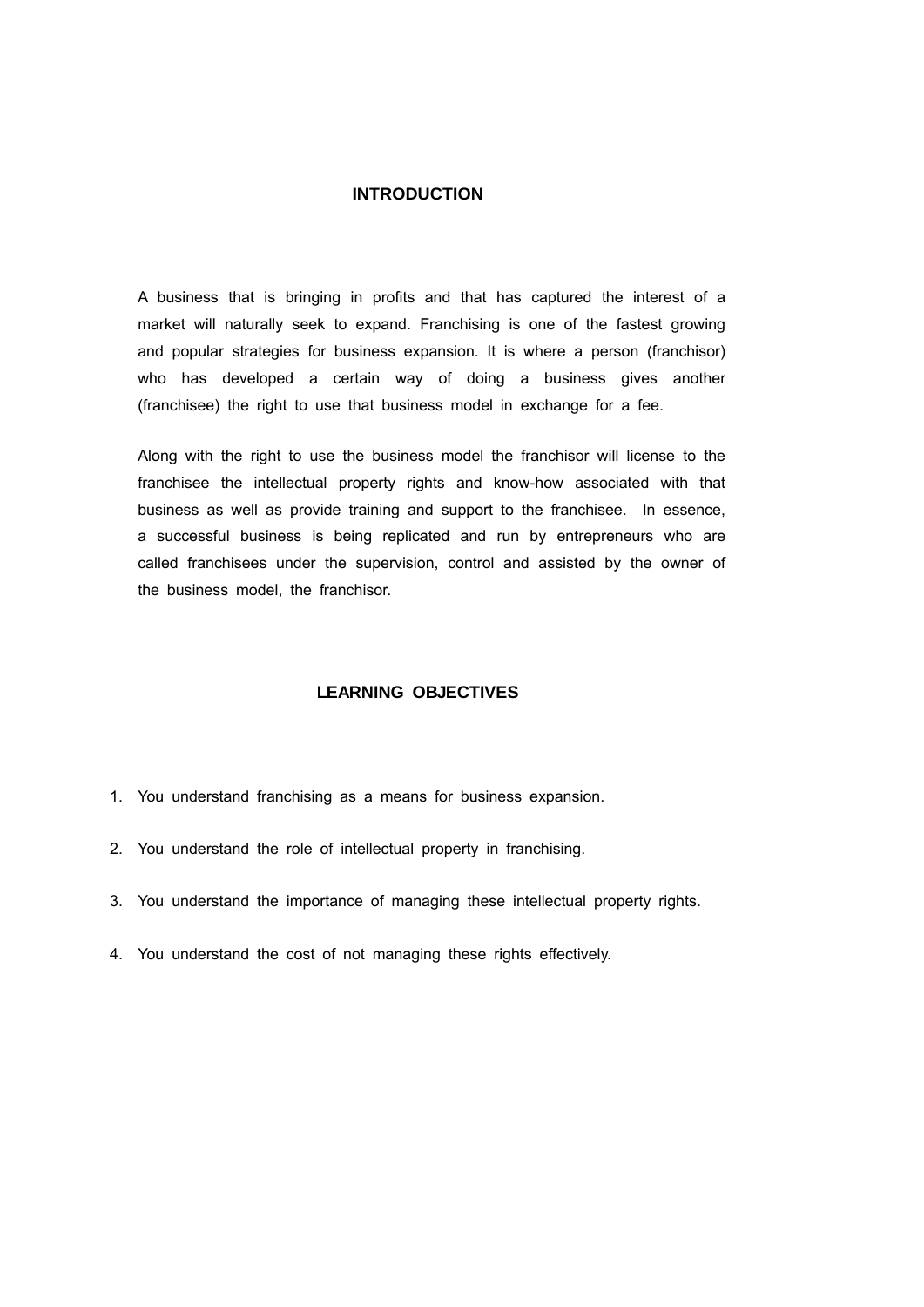## INTRODUCTION

A business that is bringing in profits and that has captured the interest of a market will naturally seek to expand. Franchising is one of the fastest growing and popular strategies for business expansion. It is where a person (franchisor) who has developed a certain way of doing a business gives another (franchisee) the right to use that business model in exchange for a fee.

Along with the right to use the business model the franchisor will license to the franchisee the intellectual property rights and know-how associated with that business as well as provide training and support to the franchisee. In essence, a successful business is being replicated and run by entrepreneurs who are called franchisees under the supervision, control and assisted by the owner of the business model, the franchisor.

## LEARNING OBJECTIVES

1. You understand franchising as a means for business expansion.
2. You understand the role of intellectual property in franchising.
3. You understand the importance of managing these intellectual property rights.
4. You understand the cost of not managing these rights effectively.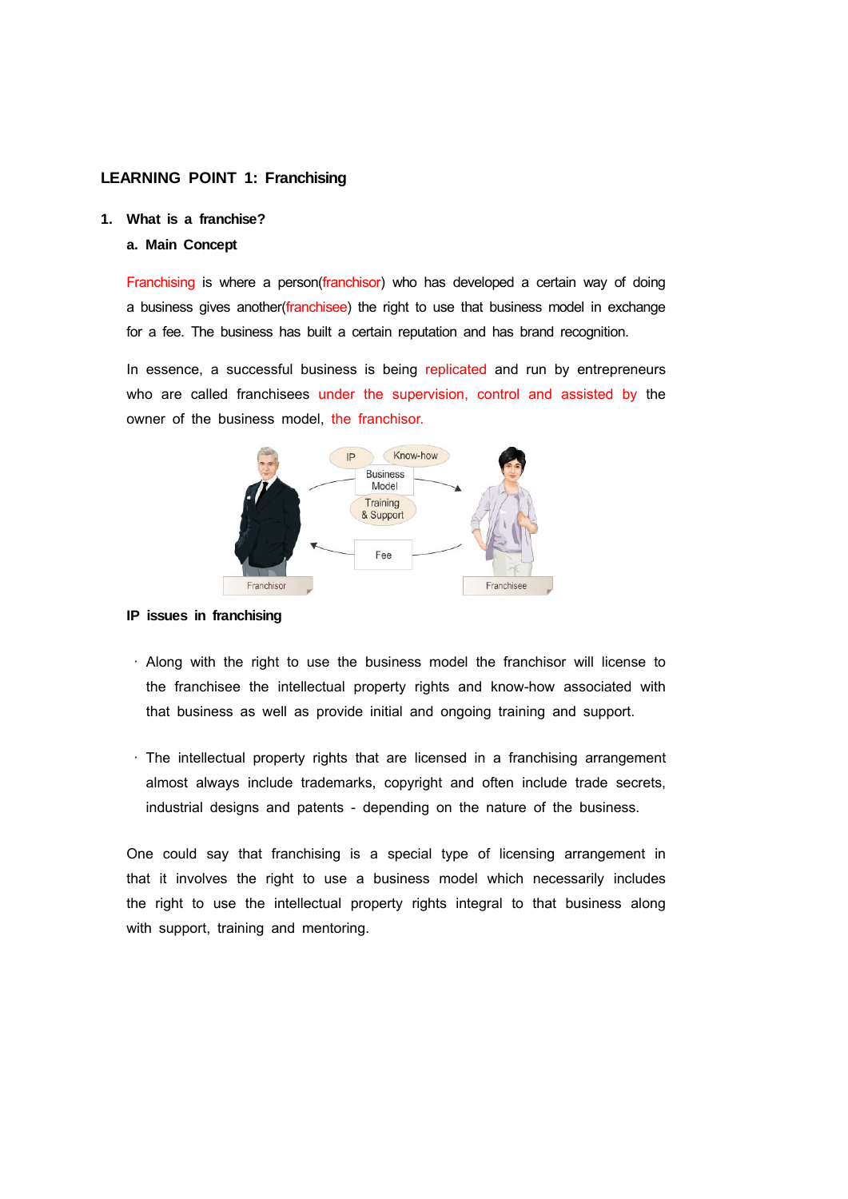## LEARNING POINT 1: Franchising

### 1. What is a franchise?

#### a. Main Concept

Franchising is where a person(franchisor) who has developed a certain way of doing a business gives another(franchisee) the right to use that business model in exchange for a fee. The business has built a certain reputation and has brand recognition.

In essence, a successful business is being replicated and run by entrepreneurs who are called franchisees under the supervision, control and assisted by the owner of the business model, the franchisor.

**IP issues in franchising**

- Along with the right to use the business model the franchisor will license to the franchisee the intellectual property rights and know-how associated with that business as well as provide initial and ongoing training and support.

- The intellectual property rights that are licensed in a franchising arrangement almost always include trademarks, copyright and often include trade secrets, industrial designs and patents - depending on the nature of the business.

One could say that franchising is a special type of licensing arrangement in that it involves the right to use a business model which necessarily includes the right to use the intellectual property rights integral to that business along with support, training and mentoring.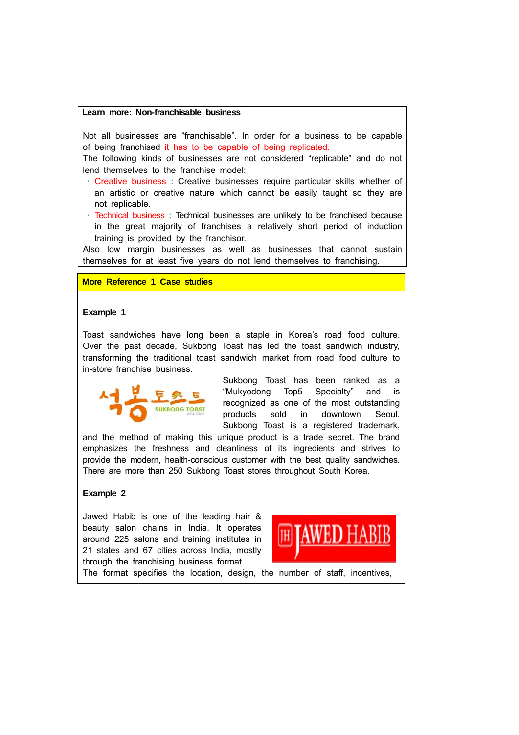**Learn more: Non-franchisable business**

Not all businesses are "franchisable". In order for a business to be capable of being franchised it has to be capable of being replicated.

The following kinds of businesses are not considered "replicable" and do not lend themselves to the franchise model:

- Creative business : Creative businesses require particular skills whether of an artistic or creative nature which cannot be easily taught so they are not replicable.
- Technical business : Technical businesses are unlikely to be franchised because in the great majority of franchises a relatively short period of induction training is provided by the franchisor.

Also low margin businesses as well as businesses that cannot sustain themselves for at least five years do not lend themselves to franchising.

**More Reference 1 Case studies**

**Example 1**

Toast sandwiches have long been a staple in Korea's road food culture. Over the past decade, Sukbong Toast has led the toast sandwich industry, transforming the traditional toast sandwich market from road food culture to in-store franchise business.

Sukbong Toast has been ranked as a "Mukyodong Top5 Specialty" and is recognized as one of the most outstanding products sold in downtown Seoul. Sukbong Toast is a registered trademark, and the method of making this unique product is a trade secret. The brand emphasizes the freshness and cleanliness of its ingredients and strives to provide the modern, health-conscious customer with the best quality sandwiches. There are more than 250 Sukbong Toast stores throughout South Korea.

**Example 2**

Jawed Habib is one of the leading hair & beauty salon chains in India. It operates around 225 salons and training institutes in 21 states and 67 cities across India, mostly through the franchising business format.

The format specifies the location, design, the number of staff, incentives,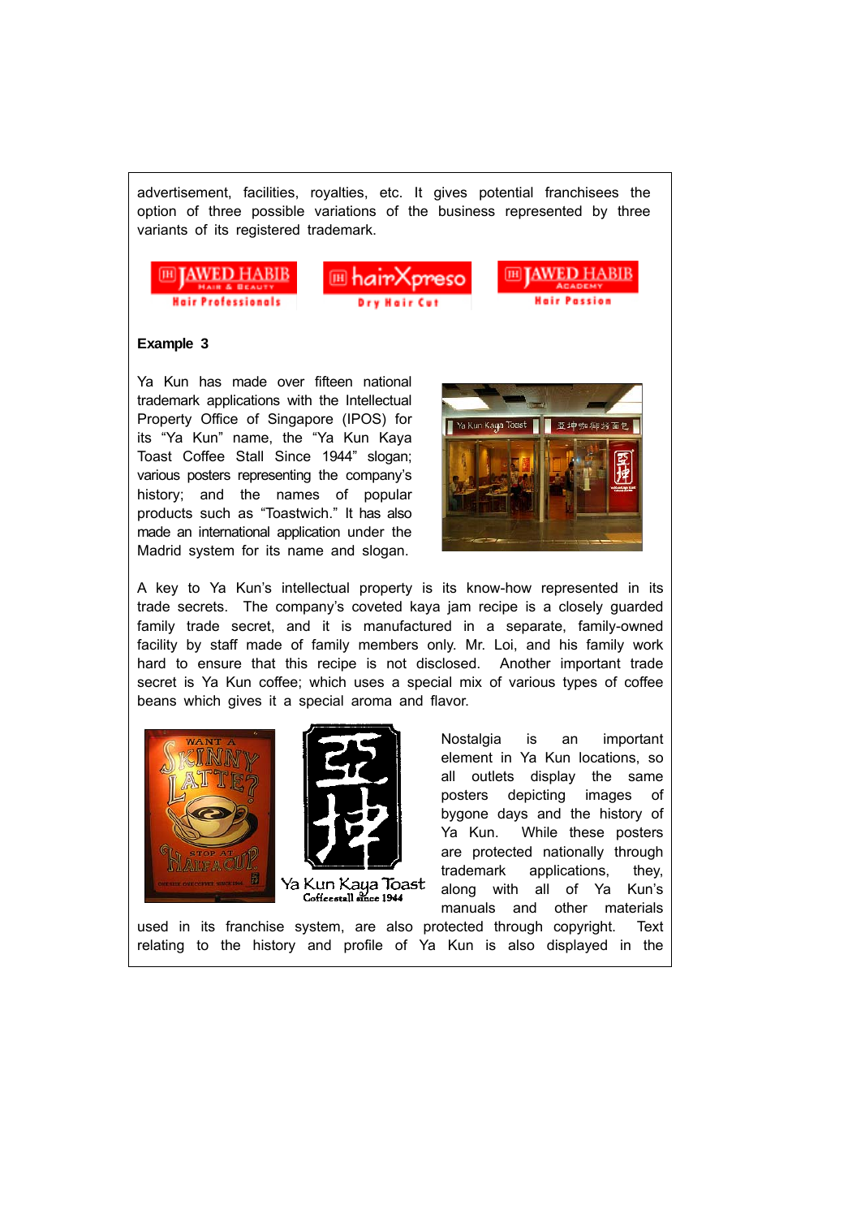advertisement, facilities, royalties, etc. It gives potential franchisees the option of three possible variations of the business represented by three variants of its registered trademark.

**Example 3**

Ya Kun has made over fifteen national trademark applications with the Intellectual Property Office of Singapore (IPOS) for its "Ya Kun" name, the "Ya Kun Kaya Toast Coffee Stall Since 1944" slogan; various posters representing the company's history; and the names of popular products such as "Toastwich." It has also made an international application under the Madrid system for its name and slogan.

A key to Ya Kun's intellectual property is its know-how represented in its trade secrets. The company's coveted kaya jam recipe is a closely guarded family trade secret, and it is manufactured in a separate, family-owned facility by staff made of family members only. Mr. Loi, and his family work hard to ensure that this recipe is not disclosed. Another important trade secret is Ya Kun coffee; which uses a special mix of various types of coffee beans which gives it a special aroma and flavor.

Nostalgia is an important element in Ya Kun locations, so all outlets display the same posters depicting images of bygone days and the history of Ya Kun. While these posters are protected nationally through trademark applications, they, along with all of Ya Kun's manuals and other materials used in its franchise system, are also protected through copyright. Text relating to the history and profile of Ya Kun is also displayed in the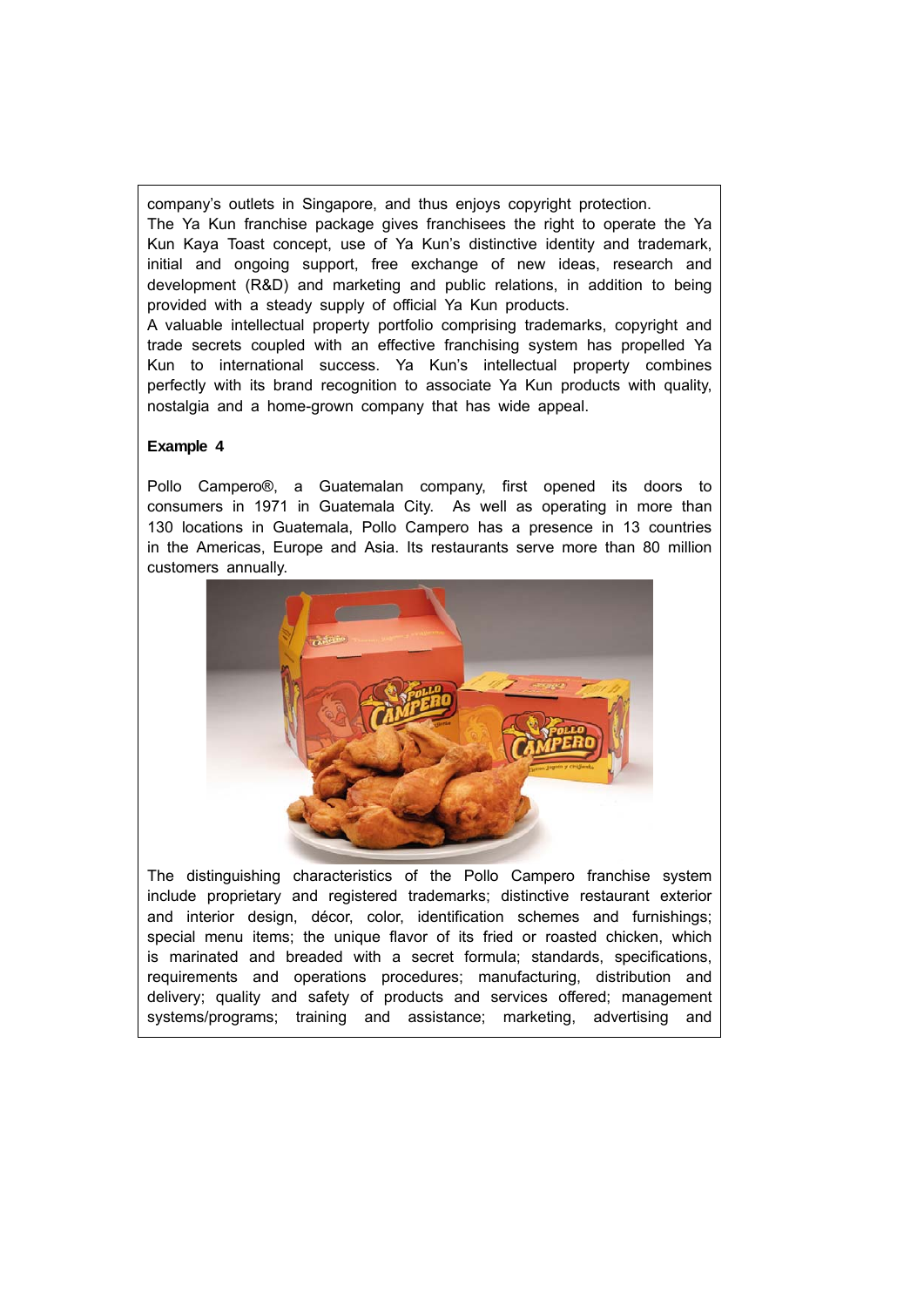company's outlets in Singapore, and thus enjoys copyright protection.

The Ya Kun franchise package gives franchisees the right to operate the Ya Kun Kaya Toast concept, use of Ya Kun's distinctive identity and trademark, initial and ongoing support, free exchange of new ideas, research and development (R&D) and marketing and public relations, in addition to being provided with a steady supply of official Ya Kun products.

A valuable intellectual property portfolio comprising trademarks, copyright and trade secrets coupled with an effective franchising system has propelled Ya Kun to international success. Ya Kun's intellectual property combines perfectly with its brand recognition to associate Ya Kun products with quality, nostalgia and a home-grown company that has wide appeal.

**Example 4**

Pollo Campero®, a Guatemalan company, first opened its doors to consumers in 1971 in Guatemala City. As well as operating in more than 130 locations in Guatemala, Pollo Campero has a presence in 13 countries in the Americas, Europe and Asia. Its restaurants serve more than 80 million customers annually.

The distinguishing characteristics of the Pollo Campero franchise system include proprietary and registered trademarks; distinctive restaurant exterior and interior design, décor, color, identification schemes and furnishings; special menu items; the unique flavor of its fried or roasted chicken, which is marinated and breaded with a secret formula; standards, specifications, requirements and operations procedures; manufacturing, distribution and delivery; quality and safety of products and services offered; management systems/programs; training and assistance; marketing, advertising and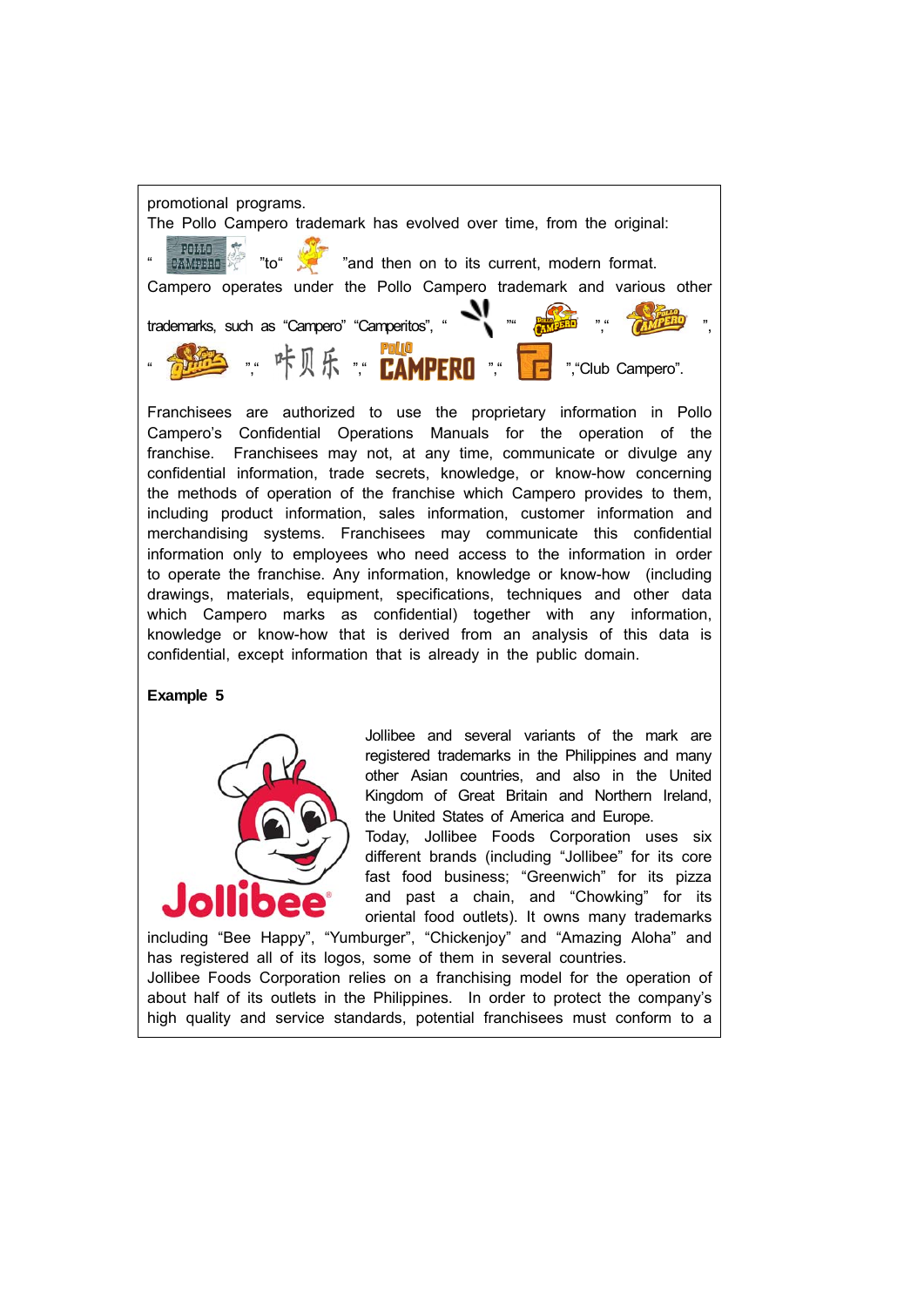promotional programs.

The Pollo Campero trademark has evolved over time, from the original: " " to " " and then on to its current, modern format.

Campero operates under the Pollo Campero trademark and various other trademarks, such as "Campero" "Camperitos", " ", " ", " ", " ", "咔贝乐", " ", " ", "Club Campero".

Franchisees are authorized to use the proprietary information in Pollo Campero's Confidential Operations Manuals for the operation of the franchise. Franchisees may not, at any time, communicate or divulge any confidential information, trade secrets, knowledge, or know-how concerning the methods of operation of the franchise which Campero provides to them, including product information, sales information, customer information and merchandising systems. Franchisees may communicate this confidential information only to employees who need access to the information in order to operate the franchise. Any information, knowledge or know-how (including drawings, materials, equipment, specifications, techniques and other data which Campero marks as confidential) together with any information, knowledge or know-how that is derived from an analysis of this data is confidential, except information that is already in the public domain.

**Example 5**

Jollibee and several variants of the mark are registered trademarks in the Philippines and many other Asian countries, and also in the United Kingdom of Great Britain and Northern Ireland, the United States of America and Europe.

Today, Jollibee Foods Corporation uses six different brands (including "Jollibee" for its core fast food business; "Greenwich" for its pizza and past a chain, and "Chowking" for its oriental food outlets). It owns many trademarks including "Bee Happy", "Yumburger", "Chickenjoy" and "Amazing Aloha" and has registered all of its logos, some of them in several countries.

Jollibee Foods Corporation relies on a franchising model for the operation of about half of its outlets in the Philippines. In order to protect the company's high quality and service standards, potential franchisees must conform to a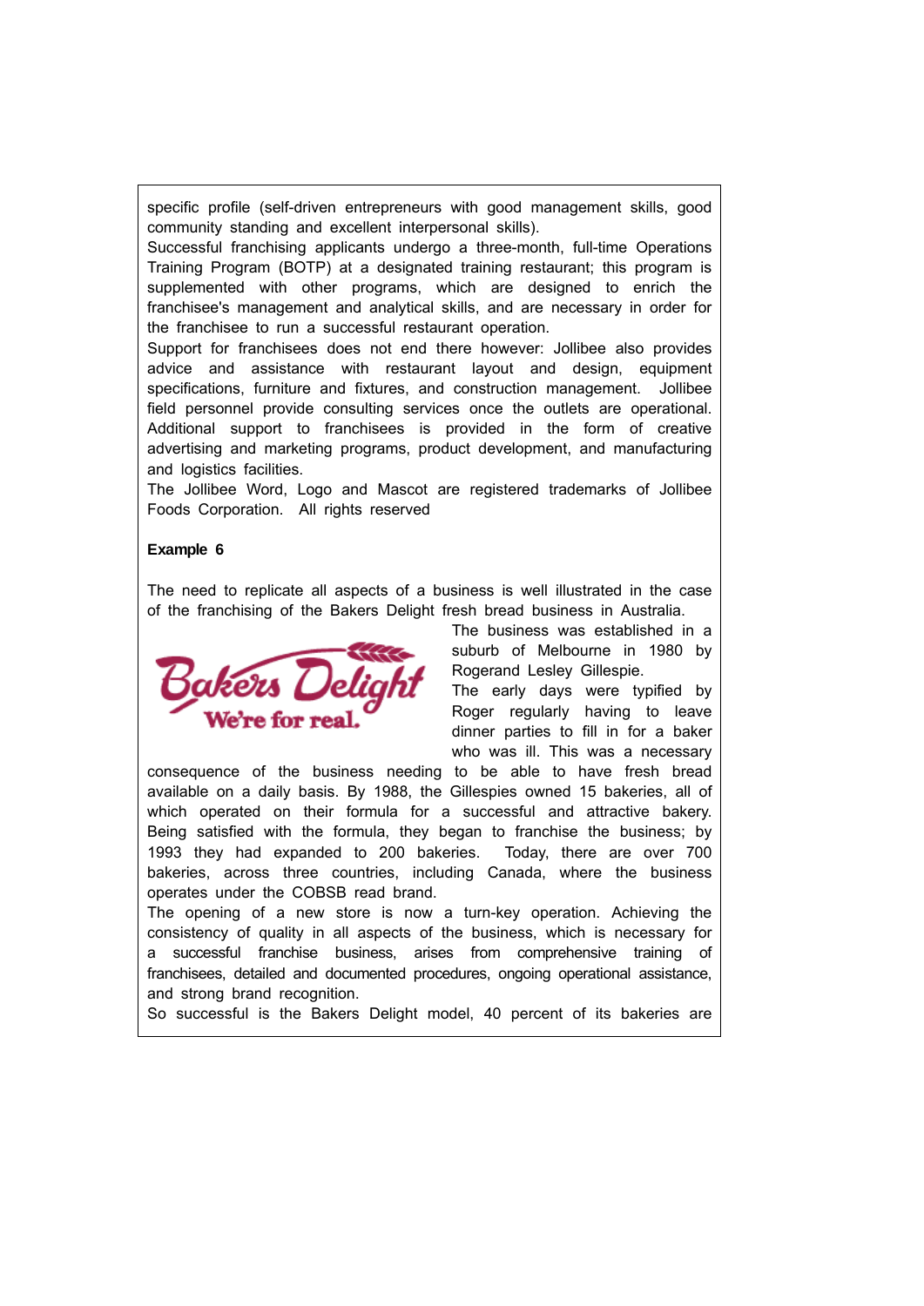specific profile (self-driven entrepreneurs with good management skills, good community standing and excellent interpersonal skills).

Successful franchising applicants undergo a three-month, full-time Operations Training Program (BOTP) at a designated training restaurant; this program is supplemented with other programs, which are designed to enrich the franchisee's management and analytical skills, and are necessary in order for the franchisee to run a successful restaurant operation.

Support for franchisees does not end there however: Jollibee also provides advice and assistance with restaurant layout and design, equipment specifications, furniture and fixtures, and construction management. Jollibee field personnel provide consulting services once the outlets are operational. Additional support to franchisees is provided in the form of creative advertising and marketing programs, product development, and manufacturing and logistics facilities.

The Jollibee Word, Logo and Mascot are registered trademarks of Jollibee Foods Corporation. All rights reserved

**Example 6**

The need to replicate all aspects of a business is well illustrated in the case of the franchising of the Bakers Delight fresh bread business in Australia.

Bakers Delight
We're for real.

The business was established in a suburb of Melbourne in 1980 by Rogerand Lesley Gillespie.

The early days were typified by Roger regularly having to leave dinner parties to fill in for a baker who was ill. This was a necessary consequence of the business needing to be able to have fresh bread available on a daily basis. By 1988, the Gillespies owned 15 bakeries, all of which operated on their formula for a successful and attractive bakery. Being satisfied with the formula, they began to franchise the business; by 1993 they had expanded to 200 bakeries. Today, there are over 700 bakeries, across three countries, including Canada, where the business operates under the COBSB read brand.

The opening of a new store is now a turn-key operation. Achieving the consistency of quality in all aspects of the business, which is necessary for a successful franchise business, arises from comprehensive training of franchisees, detailed and documented procedures, ongoing operational assistance, and strong brand recognition.

So successful is the Bakers Delight model, 40 percent of its bakeries are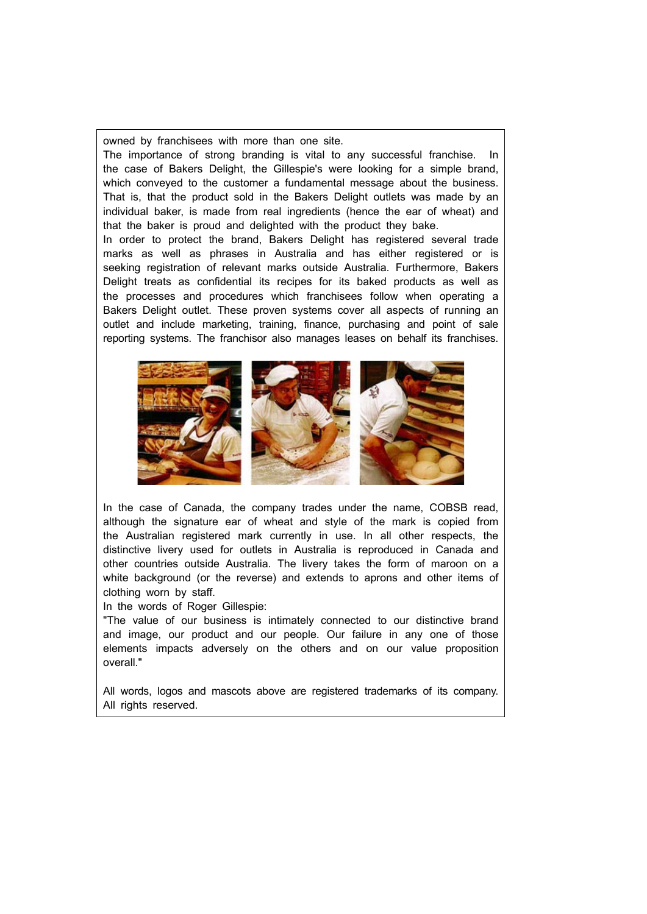owned by franchisees with more than one site.

The importance of strong branding is vital to any successful franchise. In the case of Bakers Delight, the Gillespie's were looking for a simple brand, which conveyed to the customer a fundamental message about the business. That is, that the product sold in the Bakers Delight outlets was made by an individual baker, is made from real ingredients (hence the ear of wheat) and that the baker is proud and delighted with the product they bake.

In order to protect the brand, Bakers Delight has registered several trade marks as well as phrases in Australia and has either registered or is seeking registration of relevant marks outside Australia. Furthermore, Bakers Delight treats as confidential its recipes for its baked products as well as the processes and procedures which franchisees follow when operating a Bakers Delight outlet. These proven systems cover all aspects of running an outlet and include marketing, training, finance, purchasing and point of sale reporting systems. The franchisor also manages leases on behalf its franchises.

In the case of Canada, the company trades under the name, COBSB read, although the signature ear of wheat and style of the mark is copied from the Australian registered mark currently in use. In all other respects, the distinctive livery used for outlets in Australia is reproduced in Canada and other countries outside Australia. The livery takes the form of maroon on a white background (or the reverse) and extends to aprons and other items of clothing worn by staff.

In the words of Roger Gillespie:

"The value of our business is intimately connected to our distinctive brand and image, our product and our people. Our failure in any one of those elements impacts adversely on the others and on our value proposition overall."

All words, logos and mascots above are registered trademarks of its company. All rights reserved.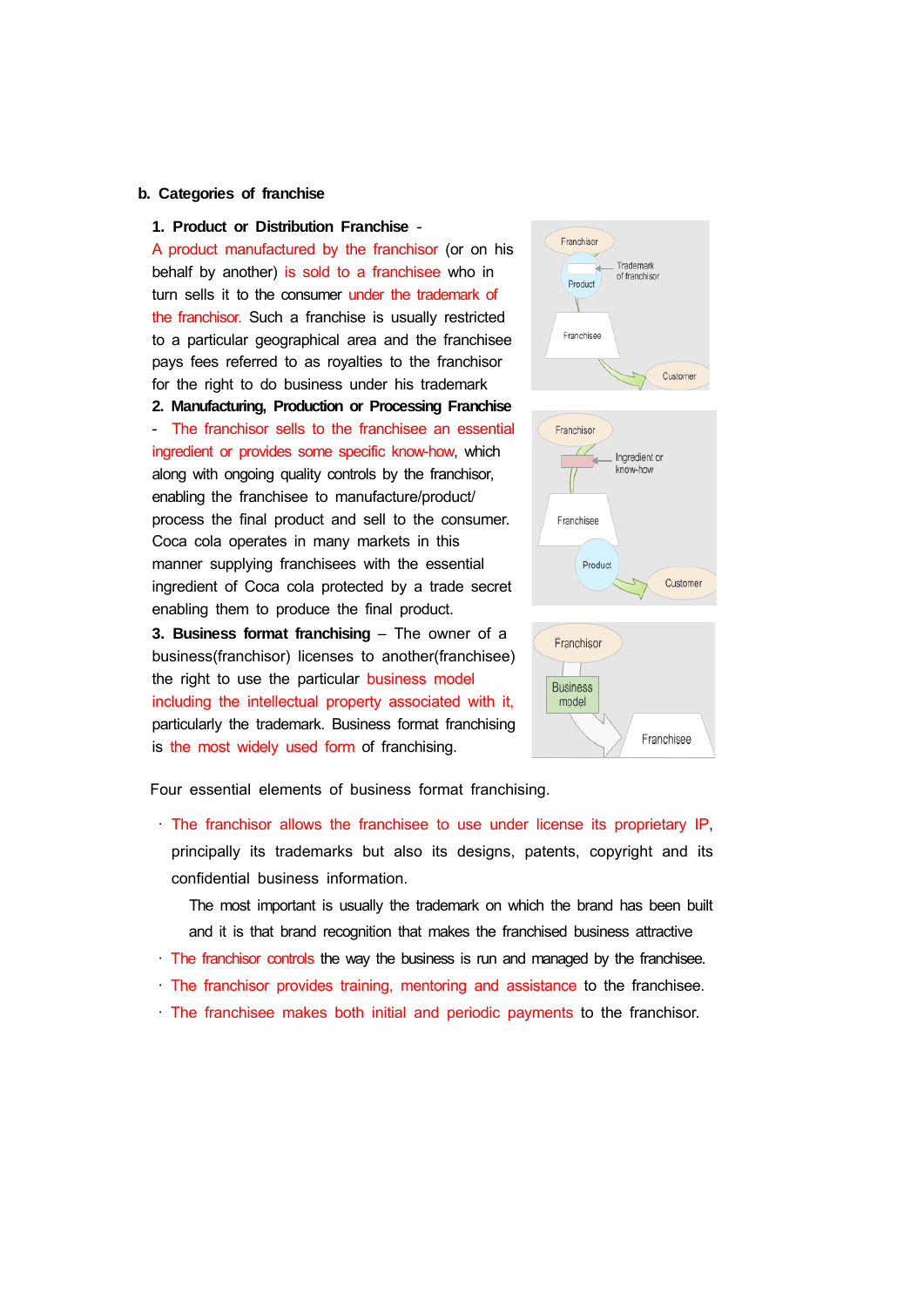**b. Categories of franchise**

1. **Product or Distribution Franchise** - A product manufactured by the franchisor (or on his behalf by another) is sold to a franchisee who in turn sells it to the consumer under the trademark of the franchisor. Such a franchise is usually restricted to a particular geographical area and the franchisee pays fees referred to as royalties to the franchisor for the right to do business under his trademark

2. **Manufacturing, Production or Processing Franchise** - The franchisor sells to the franchisee an essential ingredient or provides some specific know-how, which along with ongoing quality controls by the franchisor, enabling the franchisee to manufacture/product/ process the final product and sell to the consumer. Coca cola operates in many markets in this manner supplying franchisees with the essential ingredient of Coca cola protected by a trade secret enabling them to produce the final product.

3. **Business format franchising** – The owner of a business(franchisor) licenses to another(franchisee) the right to use the particular business model including the intellectual property associated with it, particularly the trademark. Business format franchising is the most widely used form of franchising.

Four essential elements of business format franchising.

- The franchisor allows the franchisee to use under license its proprietary IP, principally its trademarks but also its designs, patents, copyright and its confidential business information.

  The most important is usually the trademark on which the brand has been built and it is that brand recognition that makes the franchised business attractive

- The franchisor controls the way the business is run and managed by the franchisee.
- The franchisor provides training, mentoring and assistance to the franchisee.
- The franchisee makes both initial and periodic payments to the franchisor.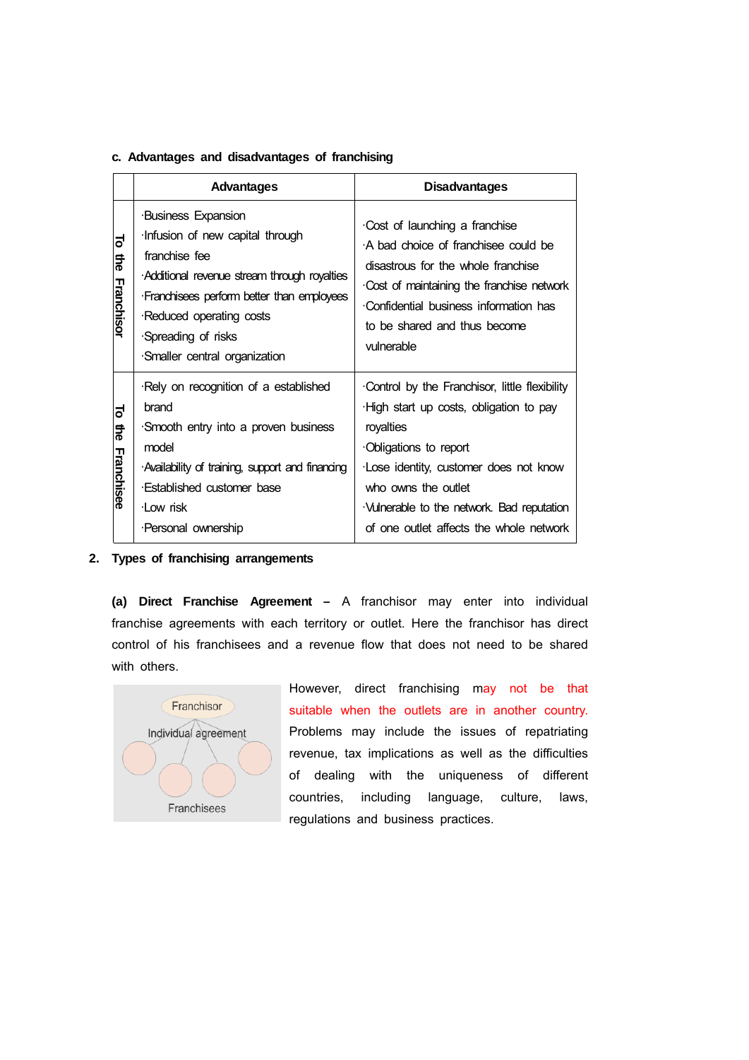### c. Advantages and disadvantages of franchising

| | Advantages | Disadvantages |
|---|---|---|
| To the Franchisor | ·Business Expansion<br>·Infusion of new capital through franchise fee<br>·Additional revenue stream through royalties<br>·Franchisees perform better than employees<br>·Reduced operating costs<br>·Spreading of risks<br>·Smaller central organization | ·Cost of launching a franchise<br>·A bad choice of franchisee could be disastrous for the whole franchise<br>·Cost of maintaining the franchise network<br>·Confidential business information has to be shared and thus become vulnerable |
| To the Franchisee | ·Rely on recognition of a established brand<br>·Smooth entry into a proven business model<br>·Availability of training, support and financing<br>·Established customer base<br>·Low risk<br>·Personal ownership | ·Control by the Franchisor, little flexibility<br>·High start up costs, obligation to pay royalties<br>·Obligations to report<br>·Lose identity, customer does not know who owns the outlet<br>·Vulnerable to the network. Bad reputation of one outlet affects the whole network |

## 2. Types of franchising arrangements

**(a) Direct Franchise Agreement** – A franchisor may enter into individual franchise agreements with each territory or outlet. Here the franchisor has direct control of his franchisees and a revenue flow that does not need to be shared with others.

Franchisor

Individual agreement

Franchisees

However, direct franchising may not be that suitable when the outlets are in another country. Problems may include the issues of repatriating revenue, tax implications as well as the difficulties of dealing with the uniqueness of different countries, including language, culture, laws, regulations and business practices.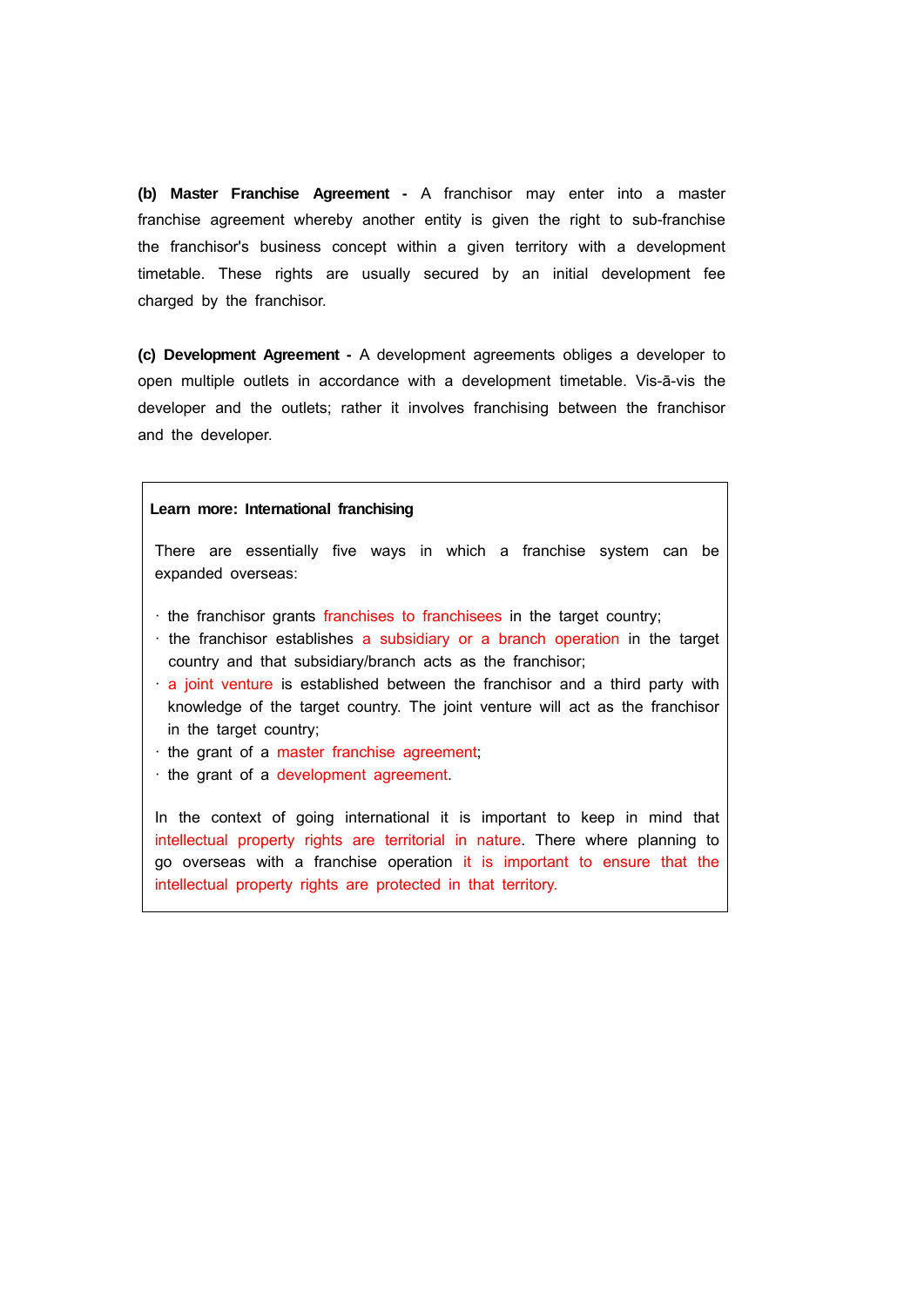**(b) Master Franchise Agreement -** A franchisor may enter into a master franchise agreement whereby another entity is given the right to sub-franchise the franchisor's business concept within a given territory with a development timetable. These rights are usually secured by an initial development fee charged by the franchisor.

**(c) Development Agreement -** A development agreements obliges a developer to open multiple outlets in accordance with a development timetable. Vis-ā-vis the developer and the outlets; rather it involves franchising between the franchisor and the developer.

---

**Learn more: International franchising**

There are essentially five ways in which a franchise system can be expanded overseas:

- the franchisor grants franchises to franchisees in the target country;
- the franchisor establishes a subsidiary or a branch operation in the target country and that subsidiary/branch acts as the franchisor;
- a joint venture is established between the franchisor and a third party with knowledge of the target country. The joint venture will act as the franchisor in the target country;
- the grant of a master franchise agreement;
- the grant of a development agreement.

In the context of going international it is important to keep in mind that intellectual property rights are territorial in nature. There where planning to go overseas with a franchise operation it is important to ensure that the intellectual property rights are protected in that territory.

---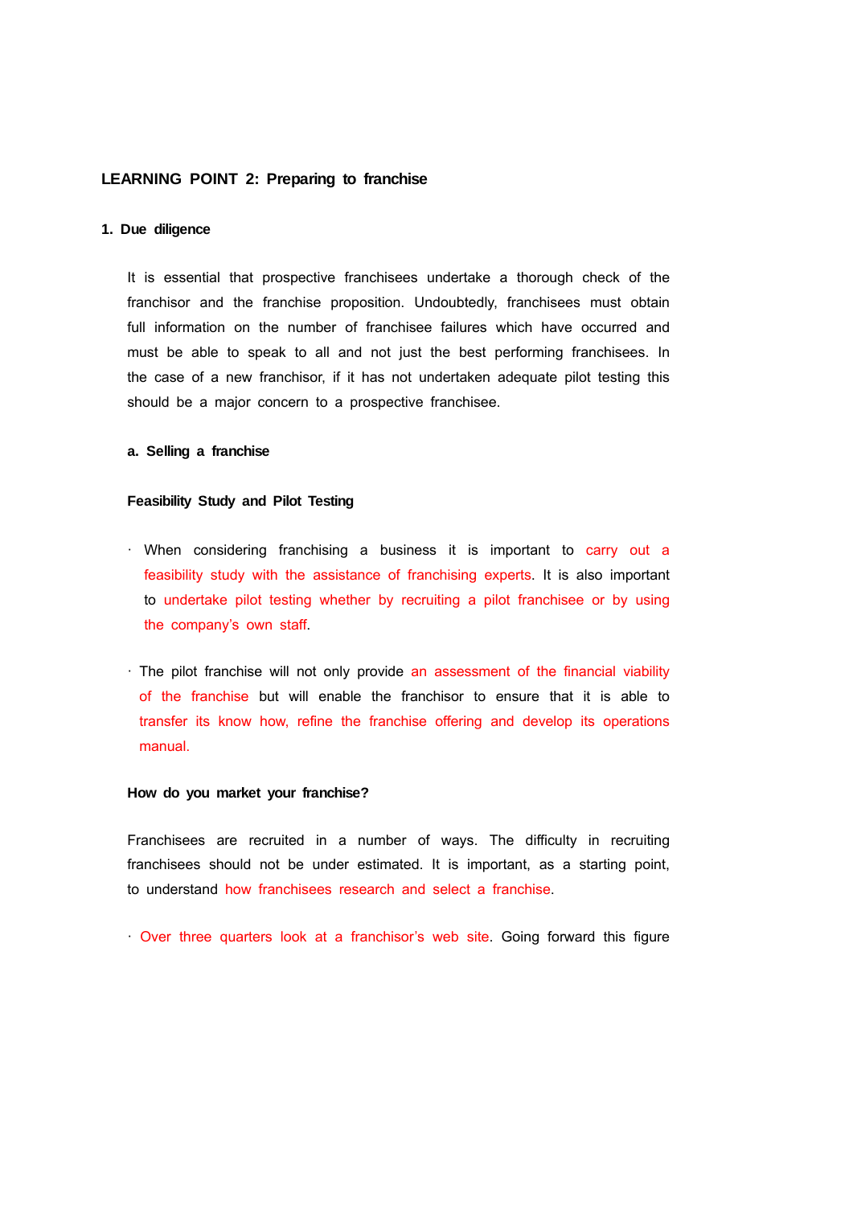## LEARNING POINT 2: Preparing to franchise

### 1. Due diligence

It is essential that prospective franchisees undertake a thorough check of the franchisor and the franchise proposition. Undoubtedly, franchisees must obtain full information on the number of franchisee failures which have occurred and must be able to speak to all and not just the best performing franchisees. In the case of a new franchisor, if it has not undertaken adequate pilot testing this should be a major concern to a prospective franchisee.

#### a. Selling a franchise

**Feasibility Study and Pilot Testing**

- When considering franchising a business it is important to carry out a feasibility study with the assistance of franchising experts. It is also important to undertake pilot testing whether by recruiting a pilot franchisee or by using the company's own staff.
- The pilot franchise will not only provide an assessment of the financial viability of the franchise but will enable the franchisor to ensure that it is able to transfer its know how, refine the franchise offering and develop its operations manual.

**How do you market your franchise?**

Franchisees are recruited in a number of ways. The difficulty in recruiting franchisees should not be under estimated. It is important, as a starting point, to understand how franchisees research and select a franchise.

- Over three quarters look at a franchisor's web site. Going forward this figure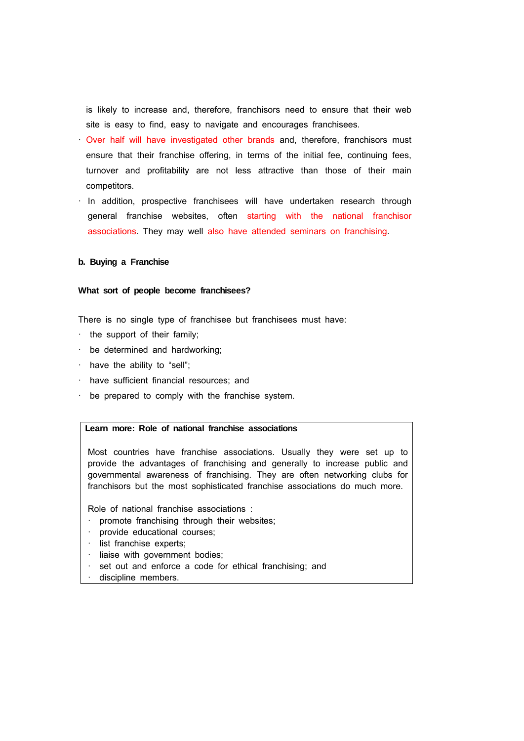is likely to increase and, therefore, franchisors need to ensure that their web site is easy to find, easy to navigate and encourages franchisees.

- Over half will have investigated other brands and, therefore, franchisors must ensure that their franchise offering, in terms of the initial fee, continuing fees, turnover and profitability are not less attractive than those of their main competitors.
- In addition, prospective franchisees will have undertaken research through general franchise websites, often starting with the national franchisor associations. They may well also have attended seminars on franchising.

**b. Buying a Franchise**

**What sort of people become franchisees?**

There is no single type of franchisee but franchisees must have:

- the support of their family;
- be determined and hardworking;
- have the ability to "sell";
- have sufficient financial resources; and
- be prepared to comply with the franchise system.

**Learn more: Role of national franchise associations**

Most countries have franchise associations. Usually they were set up to provide the advantages of franchising and generally to increase public and governmental awareness of franchising. They are often networking clubs for franchisors but the most sophisticated franchise associations do much more.

Role of national franchise associations :

- promote franchising through their websites;
- provide educational courses;
- list franchise experts;
- liaise with government bodies;
- set out and enforce a code for ethical franchising; and
- discipline members.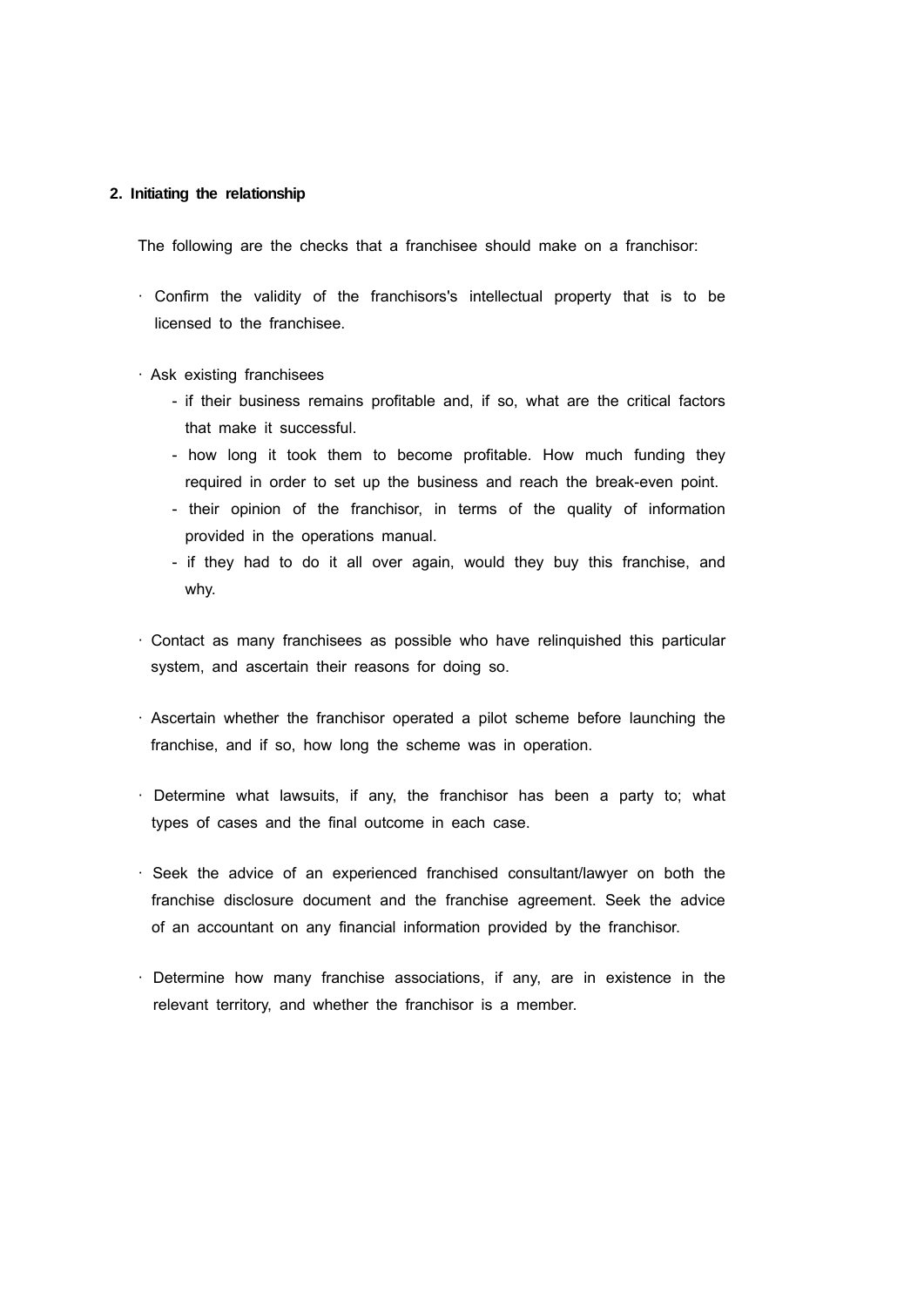## 2. Initiating the relationship

The following are the checks that a franchisee should make on a franchisor:

- Confirm the validity of the franchisors's intellectual property that is to be licensed to the franchisee.

- Ask existing franchisees
  - if their business remains profitable and, if so, what are the critical factors that make it successful.
  - how long it took them to become profitable. How much funding they required in order to set up the business and reach the break-even point.
  - their opinion of the franchisor, in terms of the quality of information provided in the operations manual.
  - if they had to do it all over again, would they buy this franchise, and why.

- Contact as many franchisees as possible who have relinquished this particular system, and ascertain their reasons for doing so.

- Ascertain whether the franchisor operated a pilot scheme before launching the franchise, and if so, how long the scheme was in operation.

- Determine what lawsuits, if any, the franchisor has been a party to; what types of cases and the final outcome in each case.

- Seek the advice of an experienced franchised consultant/lawyer on both the franchise disclosure document and the franchise agreement. Seek the advice of an accountant on any financial information provided by the franchisor.

- Determine how many franchise associations, if any, are in existence in the relevant territory, and whether the franchisor is a member.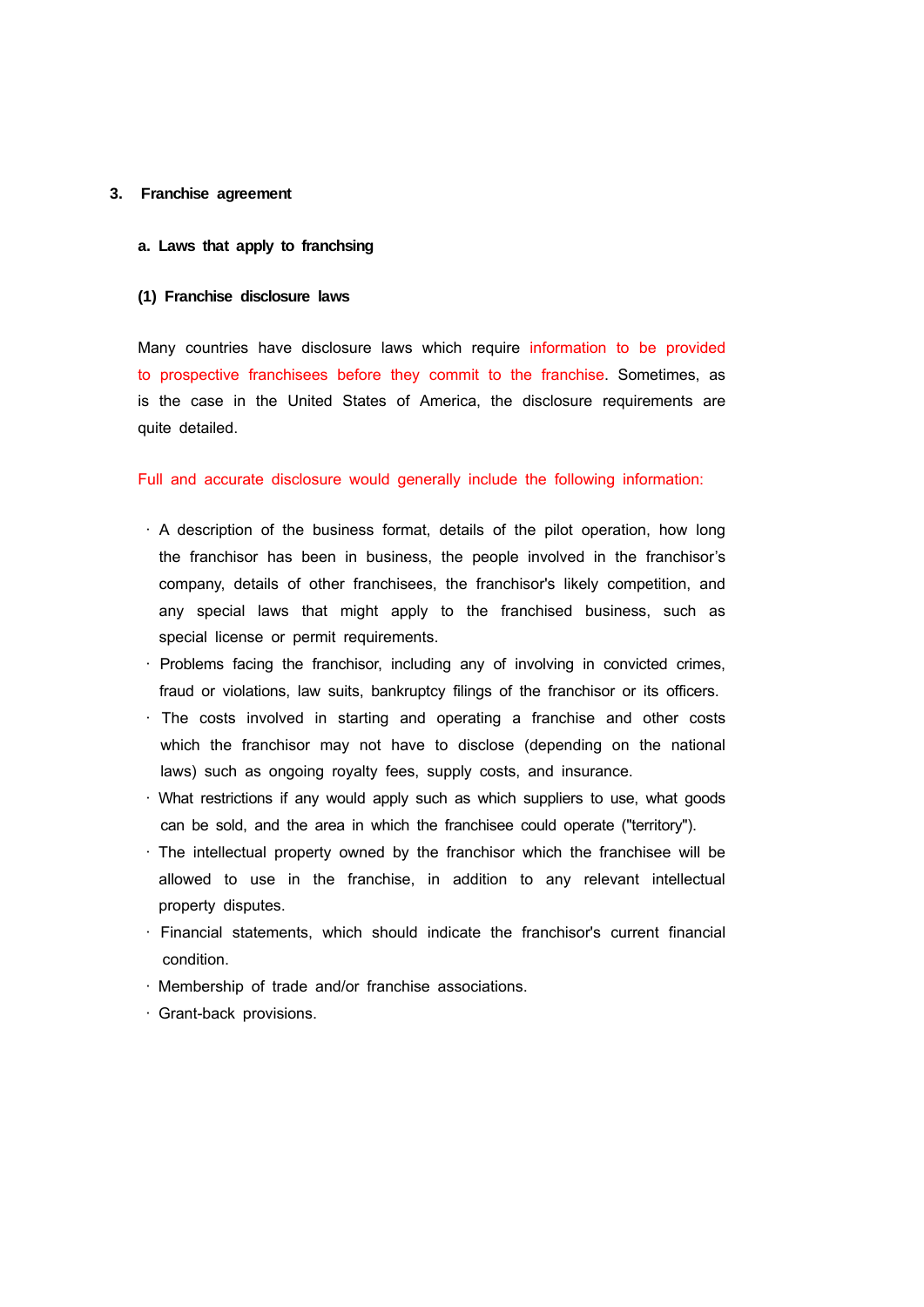## 3. Franchise agreement

### a. Laws that apply to franchsing

#### (1) Franchise disclosure laws

Many countries have disclosure laws which require information to be provided to prospective franchisees before they commit to the franchise. Sometimes, as is the case in the United States of America, the disclosure requirements are quite detailed.

Full and accurate disclosure would generally include the following information:

- A description of the business format, details of the pilot operation, how long the franchisor has been in business, the people involved in the franchisor's company, details of other franchisees, the franchisor's likely competition, and any special laws that might apply to the franchised business, such as special license or permit requirements.
- Problems facing the franchisor, including any of involving in convicted crimes, fraud or violations, law suits, bankruptcy filings of the franchisor or its officers.
- The costs involved in starting and operating a franchise and other costs which the franchisor may not have to disclose (depending on the national laws) such as ongoing royalty fees, supply costs, and insurance.
- What restrictions if any would apply such as which suppliers to use, what goods can be sold, and the area in which the franchisee could operate ("territory").
- The intellectual property owned by the franchisor which the franchisee will be allowed to use in the franchise, in addition to any relevant intellectual property disputes.
- Financial statements, which should indicate the franchisor's current financial condition.
- Membership of trade and/or franchise associations.
- Grant-back provisions.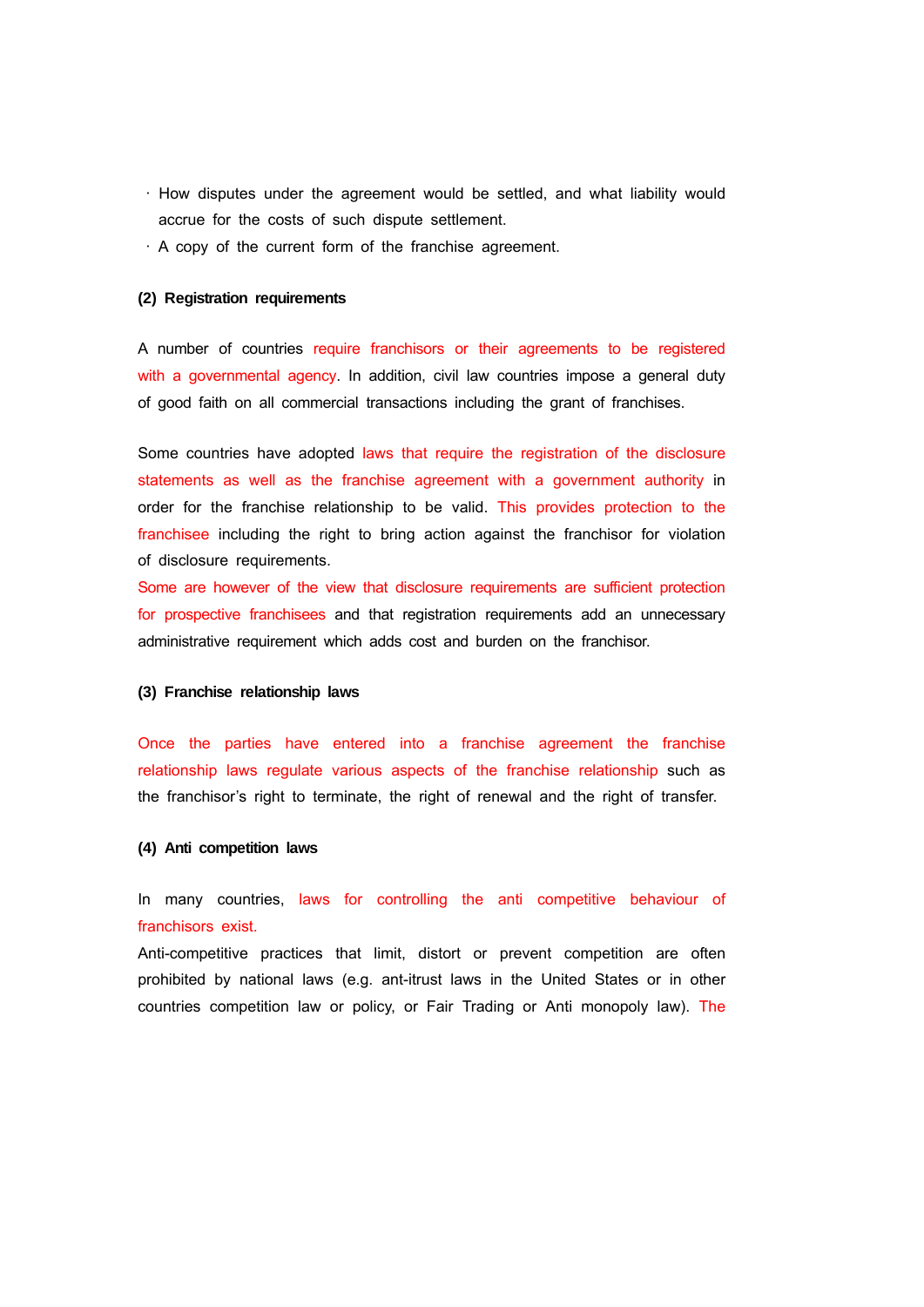- How disputes under the agreement would be settled, and what liability would accrue for the costs of such dispute settlement.
- A copy of the current form of the franchise agreement.

**(2) Registration requirements**

A number of countries require franchisors or their agreements to be registered with a governmental agency. In addition, civil law countries impose a general duty of good faith on all commercial transactions including the grant of franchises.

Some countries have adopted laws that require the registration of the disclosure statements as well as the franchise agreement with a government authority in order for the franchise relationship to be valid. This provides protection to the franchisee including the right to bring action against the franchisor for violation of disclosure requirements.
Some are however of the view that disclosure requirements are sufficient protection for prospective franchisees and that registration requirements add an unnecessary administrative requirement which adds cost and burden on the franchisor.

**(3) Franchise relationship laws**

Once the parties have entered into a franchise agreement the franchise relationship laws regulate various aspects of the franchise relationship such as the franchisor's right to terminate, the right of renewal and the right of transfer.

**(4) Anti competition laws**

In many countries, laws for controlling the anti competitive behaviour of franchisors exist.
Anti-competitive practices that limit, distort or prevent competition are often prohibited by national laws (e.g. ant-itrust laws in the United States or in other countries competition law or policy, or Fair Trading or Anti monopoly law). The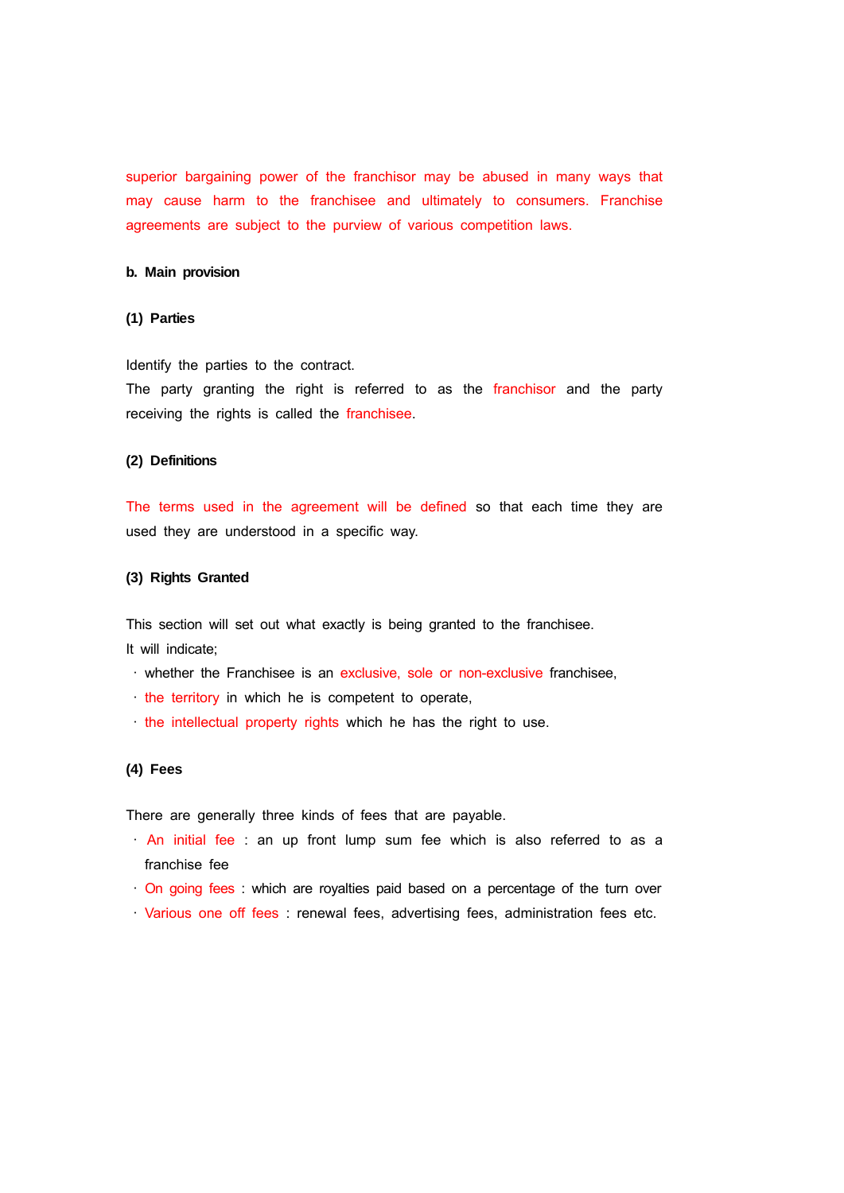superior bargaining power of the franchisor may be abused in many ways that may cause harm to the franchisee and ultimately to consumers. Franchise agreements are subject to the purview of various competition laws.

**b. Main provision**

**(1) Parties**

Identify the parties to the contract.
The party granting the right is referred to as the franchisor and the party receiving the rights is called the franchisee.

**(2) Definitions**

The terms used in the agreement will be defined so that each time they are used they are understood in a specific way.

**(3) Rights Granted**

This section will set out what exactly is being granted to the franchisee.
It will indicate;

- whether the Franchisee is an exclusive, sole or non-exclusive franchisee,
- the territory in which he is competent to operate,
- the intellectual property rights which he has the right to use.

**(4) Fees**

There are generally three kinds of fees that are payable.

- An initial fee : an up front lump sum fee which is also referred to as a franchise fee
- On going fees : which are royalties paid based on a percentage of the turn over
- Various one off fees : renewal fees, advertising fees, administration fees etc.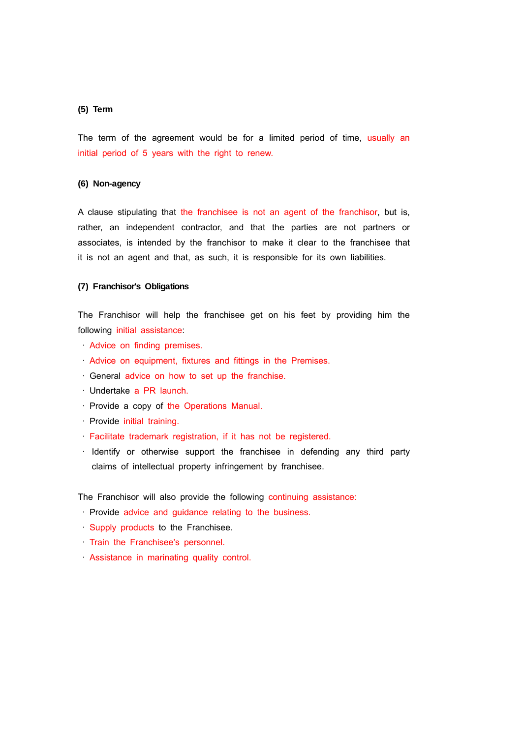**(5) Term**

The term of the agreement would be for a limited period of time, usually an initial period of 5 years with the right to renew.

**(6) Non-agency**

A clause stipulating that the franchisee is not an agent of the franchisor, but is, rather, an independent contractor, and that the parties are not partners or associates, is intended by the franchisor to make it clear to the franchisee that it is not an agent and that, as such, it is responsible for its own liabilities.

**(7) Franchisor's Obligations**

The Franchisor will help the franchisee get on his feet by providing him the following initial assistance:

- Advice on finding premises.
- Advice on equipment, fixtures and fittings in the Premises.
- General advice on how to set up the franchise.
- Undertake a PR launch.
- Provide a copy of the Operations Manual.
- Provide initial training.
- Facilitate trademark registration, if it has not be registered.
- Identify or otherwise support the franchisee in defending any third party claims of intellectual property infringement by franchisee.

The Franchisor will also provide the following continuing assistance:

- Provide advice and guidance relating to the business.
- Supply products to the Franchisee.
- Train the Franchisee's personnel.
- Assistance in marinating quality control.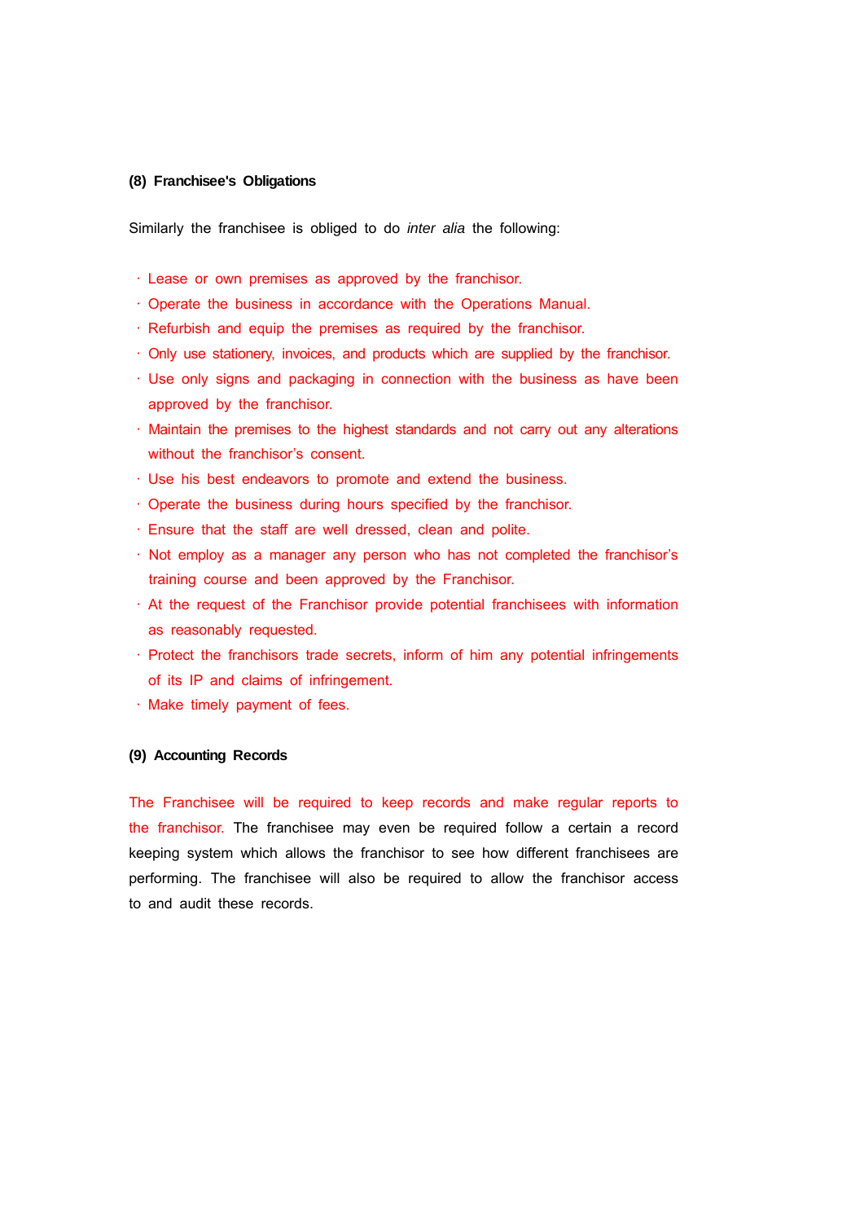**(8) Franchisee's Obligations**

Similarly the franchisee is obliged to do *inter alia* the following:

- Lease or own premises as approved by the franchisor.
- Operate the business in accordance with the Operations Manual.
- Refurbish and equip the premises as required by the franchisor.
- Only use stationery, invoices, and products which are supplied by the franchisor.
- Use only signs and packaging in connection with the business as have been approved by the franchisor.
- Maintain the premises to the highest standards and not carry out any alterations without the franchisor's consent.
- Use his best endeavors to promote and extend the business.
- Operate the business during hours specified by the franchisor.
- Ensure that the staff are well dressed, clean and polite.
- Not employ as a manager any person who has not completed the franchisor's training course and been approved by the Franchisor.
- At the request of the Franchisor provide potential franchisees with information as reasonably requested.
- Protect the franchisors trade secrets, inform of him any potential infringements of its IP and claims of infringement.
- Make timely payment of fees.

**(9) Accounting Records**

The Franchisee will be required to keep records and make regular reports to the franchisor. The franchisee may even be required follow a certain a record keeping system which allows the franchisor to see how different franchisees are performing. The franchisee will also be required to allow the franchisor access to and audit these records.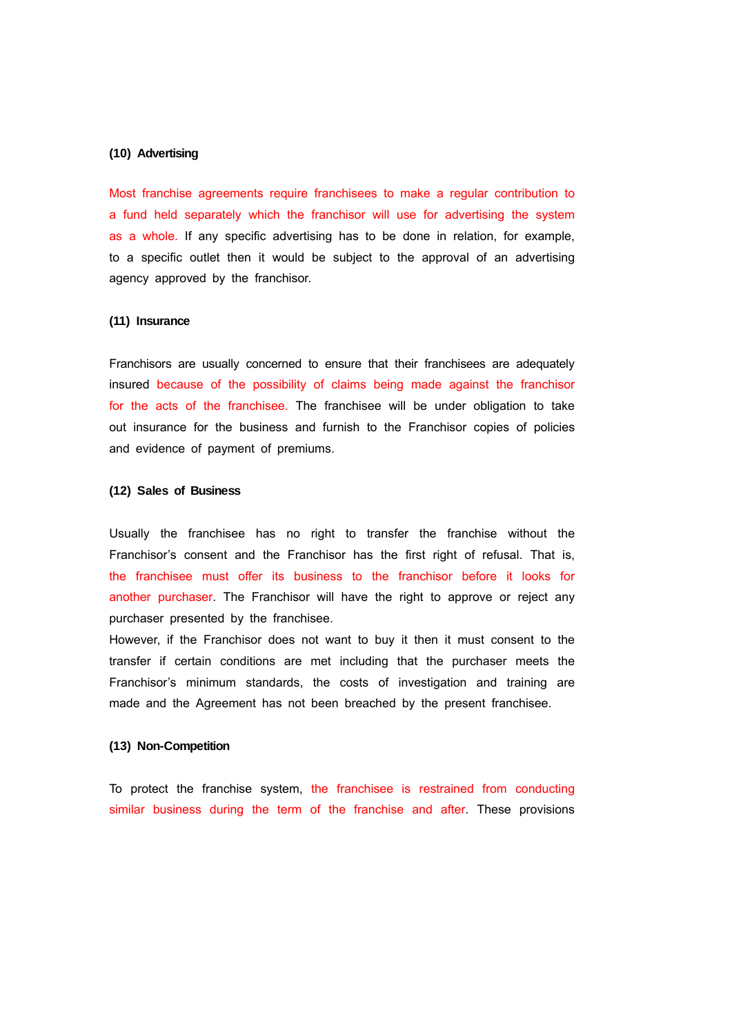**(10) Advertising**

Most franchise agreements require franchisees to make a regular contribution to a fund held separately which the franchisor will use for advertising the system as a whole. If any specific advertising has to be done in relation, for example, to a specific outlet then it would be subject to the approval of an advertising agency approved by the franchisor.

**(11) Insurance**

Franchisors are usually concerned to ensure that their franchisees are adequately insured because of the possibility of claims being made against the franchisor for the acts of the franchisee. The franchisee will be under obligation to take out insurance for the business and furnish to the Franchisor copies of policies and evidence of payment of premiums.

**(12) Sales of Business**

Usually the franchisee has no right to transfer the franchise without the Franchisor's consent and the Franchisor has the first right of refusal. That is, the franchisee must offer its business to the franchisor before it looks for another purchaser. The Franchisor will have the right to approve or reject any purchaser presented by the franchisee.
However, if the Franchisor does not want to buy it then it must consent to the transfer if certain conditions are met including that the purchaser meets the Franchisor's minimum standards, the costs of investigation and training are made and the Agreement has not been breached by the present franchisee.

**(13) Non-Competition**

To protect the franchise system, the franchisee is restrained from conducting similar business during the term of the franchise and after. These provisions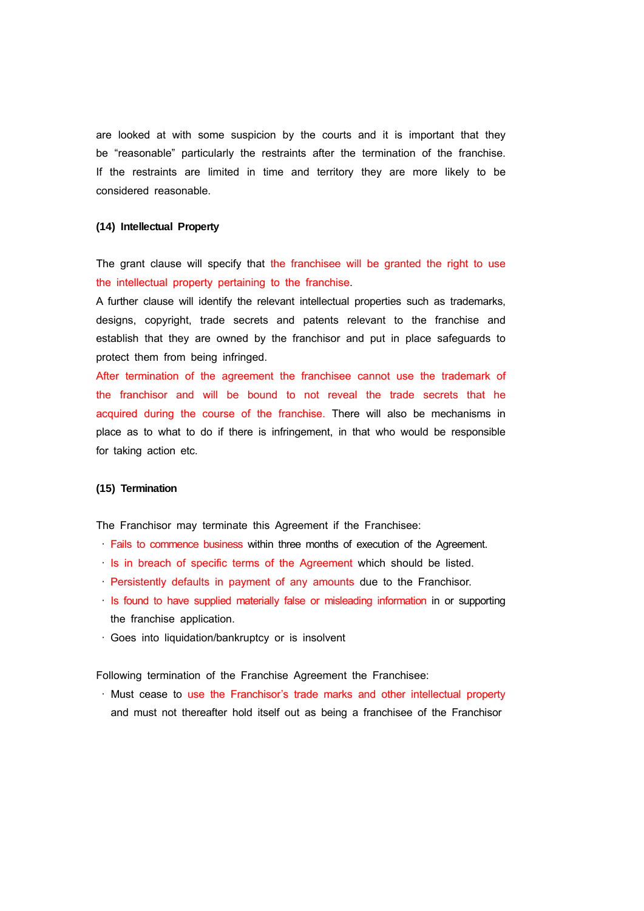are looked at with some suspicion by the courts and it is important that they be "reasonable" particularly the restraints after the termination of the franchise. If the restraints are limited in time and territory they are more likely to be considered reasonable.

**(14) Intellectual Property**

The grant clause will specify that the franchisee will be granted the right to use the intellectual property pertaining to the franchise.

A further clause will identify the relevant intellectual properties such as trademarks, designs, copyright, trade secrets and patents relevant to the franchise and establish that they are owned by the franchisor and put in place safeguards to protect them from being infringed.

After termination of the agreement the franchisee cannot use the trademark of the franchisor and will be bound to not reveal the trade secrets that he acquired during the course of the franchise. There will also be mechanisms in place as to what to do if there is infringement, in that who would be responsible for taking action etc.

**(15) Termination**

The Franchisor may terminate this Agreement if the Franchisee:

- Fails to commence business within three months of execution of the Agreement.
- Is in breach of specific terms of the Agreement which should be listed.
- Persistently defaults in payment of any amounts due to the Franchisor.
- Is found to have supplied materially false or misleading information in or supporting the franchise application.
- Goes into liquidation/bankruptcy or is insolvent

Following termination of the Franchise Agreement the Franchisee:

- Must cease to use the Franchisor's trade marks and other intellectual property and must not thereafter hold itself out as being a franchisee of the Franchisor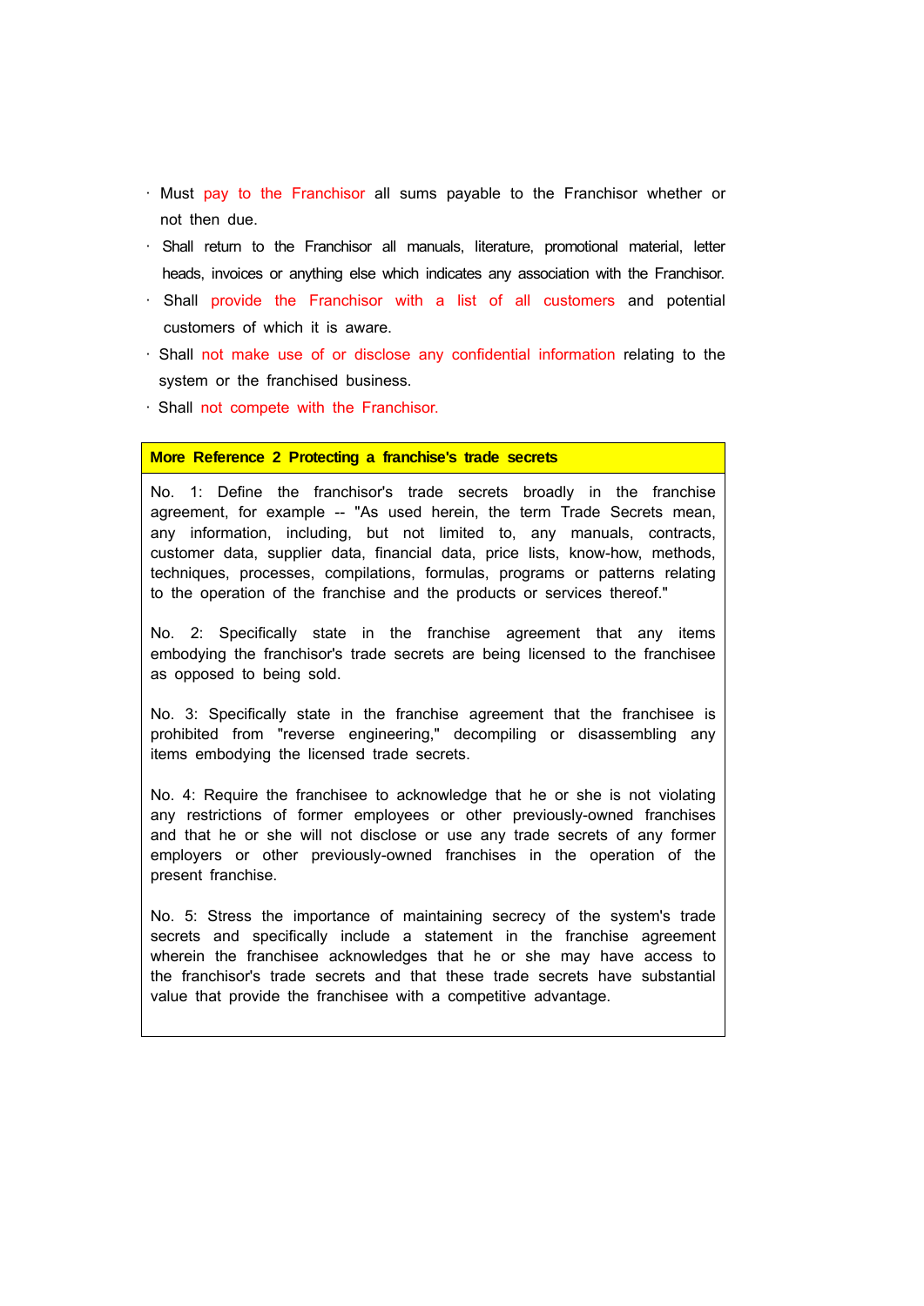- Must pay to the Franchisor all sums payable to the Franchisor whether or not then due.
- Shall return to the Franchisor all manuals, literature, promotional material, letter heads, invoices or anything else which indicates any association with the Franchisor.
- Shall provide the Franchisor with a list of all customers and potential customers of which it is aware.
- Shall not make use of or disclose any confidential information relating to the system or the franchised business.
- Shall not compete with the Franchisor.

| **More Reference 2 Protecting a franchise's trade secrets** |
|---|
| No. 1: Define the franchisor's trade secrets broadly in the franchise agreement, for example -- "As used herein, the term Trade Secrets mean, any information, including, but not limited to, any manuals, contracts, customer data, supplier data, financial data, price lists, know-how, methods, techniques, processes, compilations, formulas, programs or patterns relating to the operation of the franchise and the products or services thereof."<br><br>No. 2: Specifically state in the franchise agreement that any items embodying the franchisor's trade secrets are being licensed to the franchisee as opposed to being sold.<br><br>No. 3: Specifically state in the franchise agreement that the franchisee is prohibited from "reverse engineering," decompiling or disassembling any items embodying the licensed trade secrets.<br><br>No. 4: Require the franchisee to acknowledge that he or she is not violating any restrictions of former employees or other previously-owned franchises and that he or she will not disclose or use any trade secrets of any former employers or other previously-owned franchises in the operation of the present franchise.<br><br>No. 5: Stress the importance of maintaining secrecy of the system's trade secrets and specifically include a statement in the franchise agreement wherein the franchisee acknowledges that he or she may have access to the franchisor's trade secrets and that these trade secrets have substantial value that provide the franchisee with a competitive advantage. |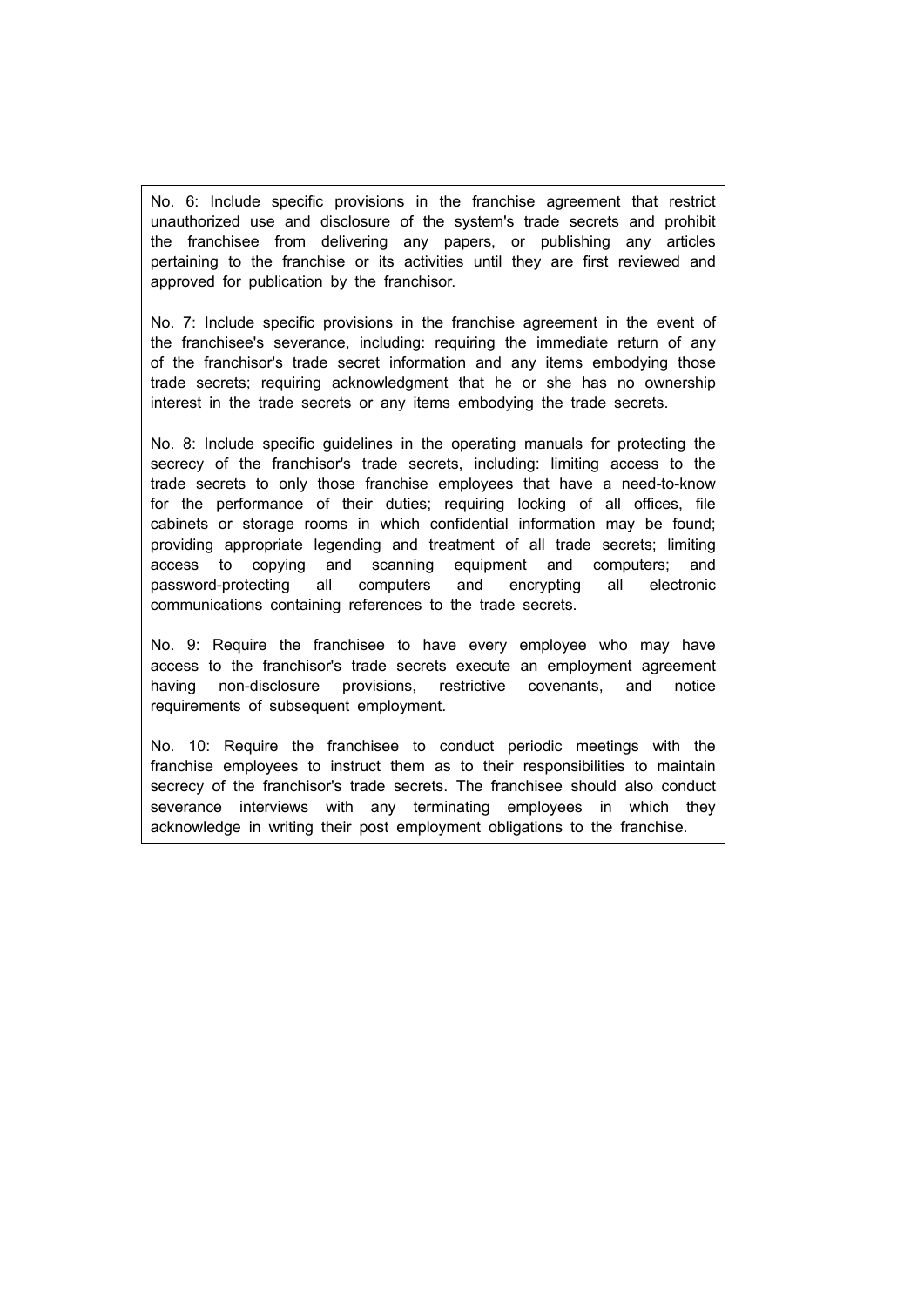No. 6: Include specific provisions in the franchise agreement that restrict unauthorized use and disclosure of the system's trade secrets and prohibit the franchisee from delivering any papers, or publishing any articles pertaining to the franchise or its activities until they are first reviewed and approved for publication by the franchisor.

No. 7: Include specific provisions in the franchise agreement in the event of the franchisee's severance, including: requiring the immediate return of any of the franchisor's trade secret information and any items embodying those trade secrets; requiring acknowledgment that he or she has no ownership interest in the trade secrets or any items embodying the trade secrets.

No. 8: Include specific guidelines in the operating manuals for protecting the secrecy of the franchisor's trade secrets, including: limiting access to the trade secrets to only those franchise employees that have a need-to-know for the performance of their duties; requiring locking of all offices, file cabinets or storage rooms in which confidential information may be found; providing appropriate legending and treatment of all trade secrets; limiting access to copying and scanning equipment and computers; and password-protecting all computers and encrypting all electronic communications containing references to the trade secrets.

No. 9: Require the franchisee to have every employee who may have access to the franchisor's trade secrets execute an employment agreement having non-disclosure provisions, restrictive covenants, and notice requirements of subsequent employment.

No. 10: Require the franchisee to conduct periodic meetings with the franchise employees to instruct them as to their responsibilities to maintain secrecy of the franchisor's trade secrets. The franchisee should also conduct severance interviews with any terminating employees in which they acknowledge in writing their post employment obligations to the franchise.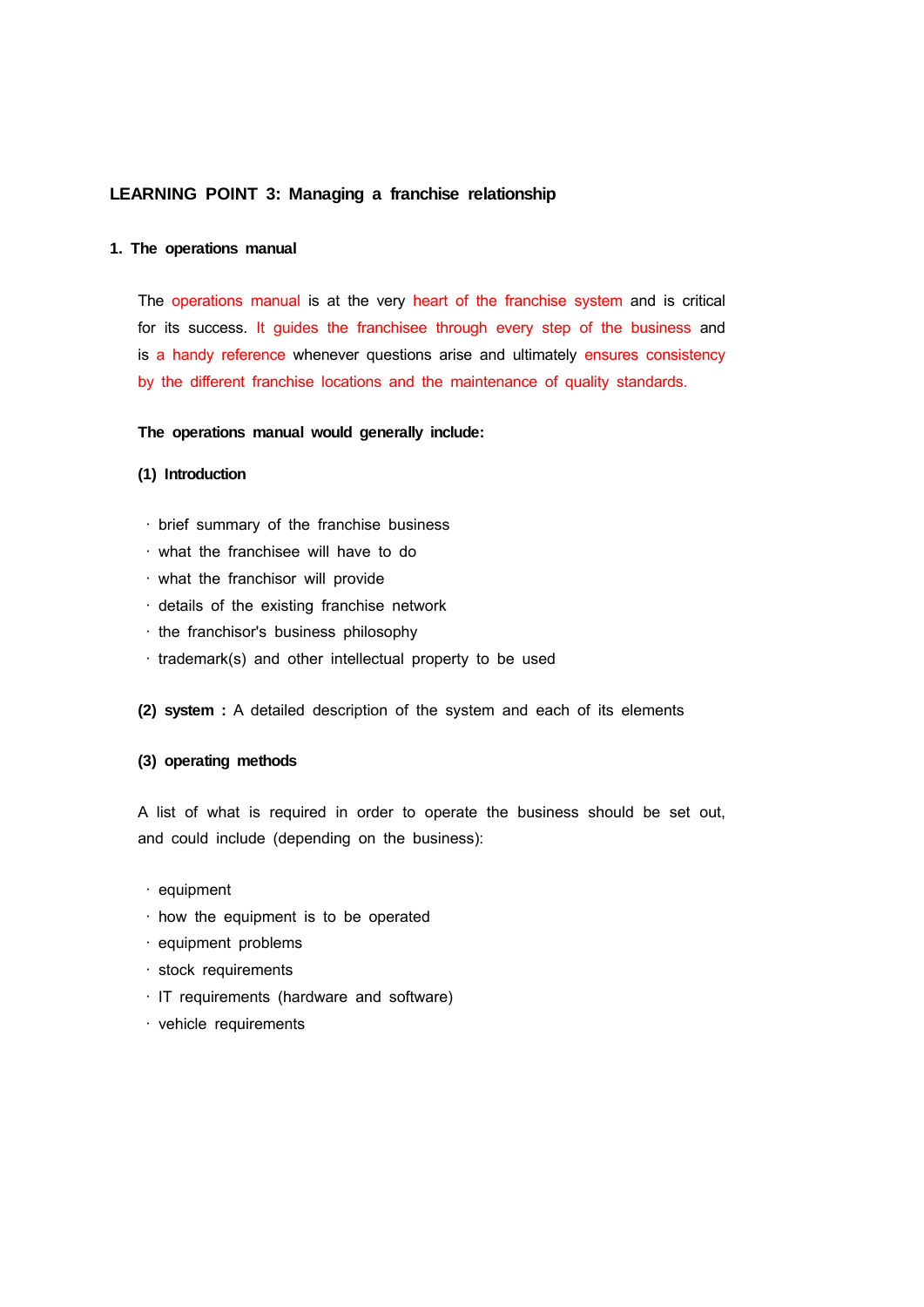## LEARNING POINT 3: Managing a franchise relationship

### 1. The operations manual

The operations manual is at the very heart of the franchise system and is critical for its success. It guides the franchisee through every step of the business and is a handy reference whenever questions arise and ultimately ensures consistency by the different franchise locations and the maintenance of quality standards.

**The operations manual would generally include:**

**(1) Introduction**

- brief summary of the franchise business
- what the franchisee will have to do
- what the franchisor will provide
- details of the existing franchise network
- the franchisor's business philosophy
- trademark(s) and other intellectual property to be used

**(2) system :** A detailed description of the system and each of its elements

**(3) operating methods**

A list of what is required in order to operate the business should be set out, and could include (depending on the business):

- equipment
- how the equipment is to be operated
- equipment problems
- stock requirements
- IT requirements (hardware and software)
- vehicle requirements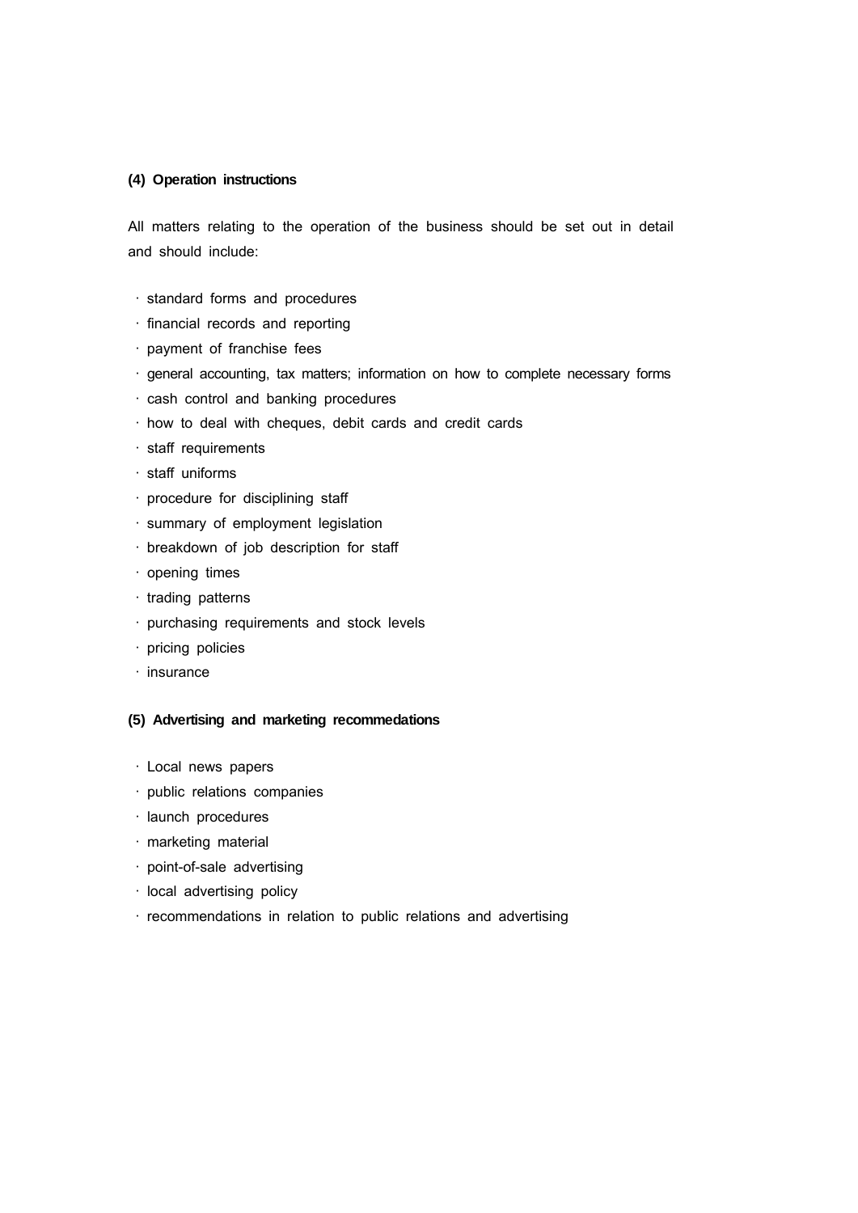**(4) Operation instructions**

All matters relating to the operation of the business should be set out in detail and should include:

- standard forms and procedures
- financial records and reporting
- payment of franchise fees
- general accounting, tax matters; information on how to complete necessary forms
- cash control and banking procedures
- how to deal with cheques, debit cards and credit cards
- staff requirements
- staff uniforms
- procedure for disciplining staff
- summary of employment legislation
- breakdown of job description for staff
- opening times
- trading patterns
- purchasing requirements and stock levels
- pricing policies
- insurance

**(5) Advertising and marketing recommedations**

- Local news papers
- public relations companies
- launch procedures
- marketing material
- point-of-sale advertising
- local advertising policy
- recommendations in relation to public relations and advertising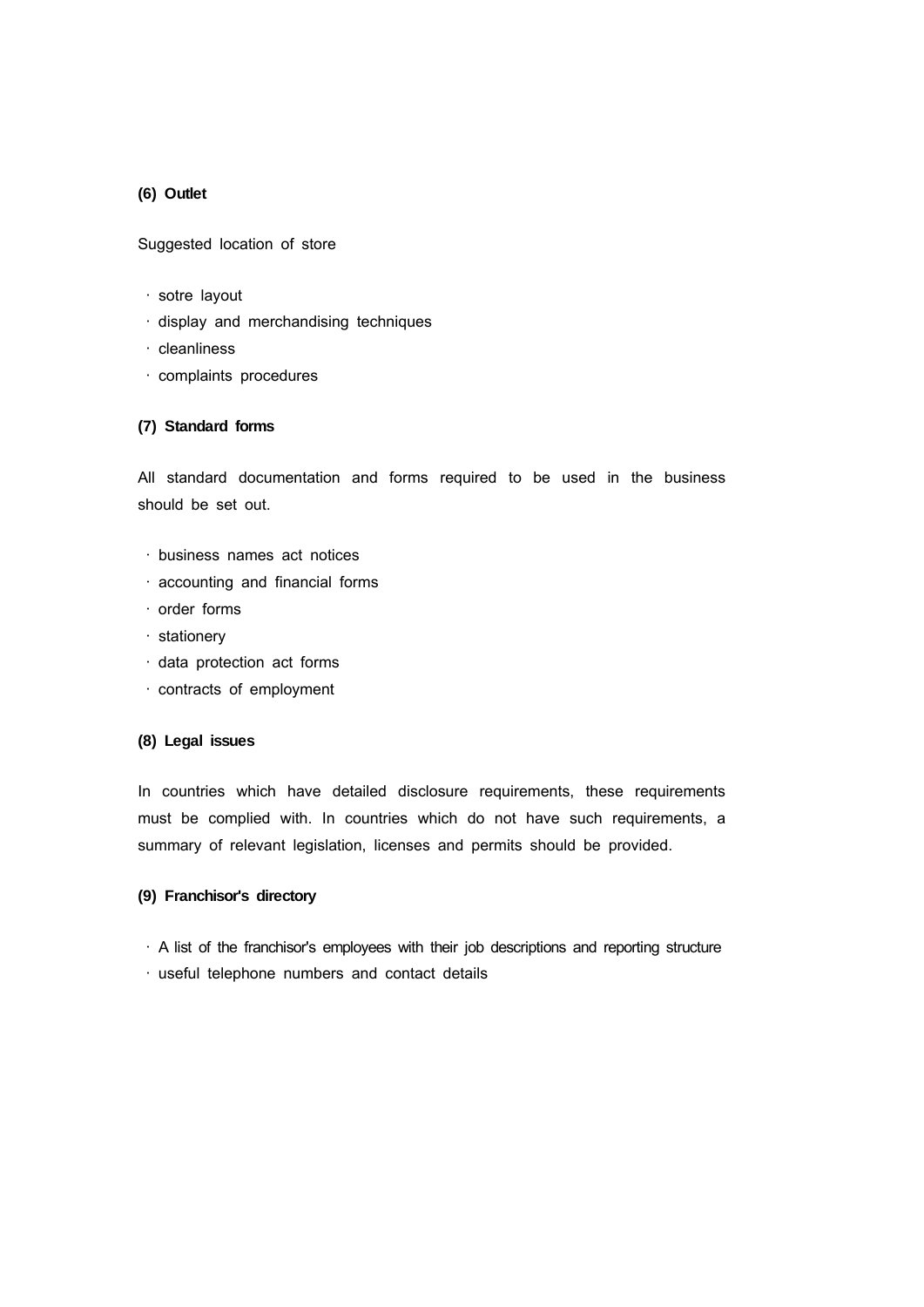**(6) Outlet**

Suggested location of store

- sotre layout
- display and merchandising techniques
- cleanliness
- complaints procedures

**(7) Standard forms**

All standard documentation and forms required to be used in the business should be set out.

- business names act notices
- accounting and financial forms
- order forms
- stationery
- data protection act forms
- contracts of employment

**(8) Legal issues**

In countries which have detailed disclosure requirements, these requirements must be complied with. In countries which do not have such requirements, a summary of relevant legislation, licenses and permits should be provided.

**(9) Franchisor's directory**

- A list of the franchisor's employees with their job descriptions and reporting structure
- useful telephone numbers and contact details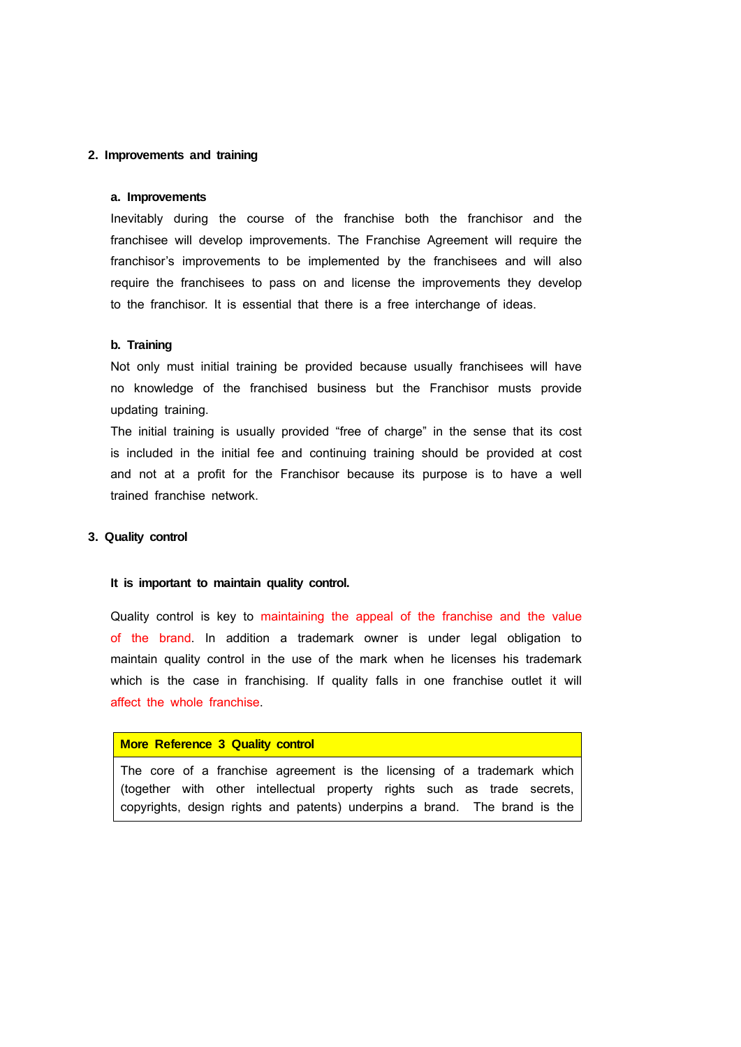## 2. Improvements and training

### a. Improvements

Inevitably during the course of the franchise both the franchisor and the franchisee will develop improvements. The Franchise Agreement will require the franchisor's improvements to be implemented by the franchisees and will also require the franchisees to pass on and license the improvements they develop to the franchisor. It is essential that there is a free interchange of ideas.

### b. Training

Not only must initial training be provided because usually franchisees will have no knowledge of the franchised business but the Franchisor musts provide updating training.

The initial training is usually provided "free of charge" in the sense that its cost is included in the initial fee and continuing training should be provided at cost and not at a profit for the Franchisor because its purpose is to have a well trained franchise network.

## 3. Quality control

**It is important to maintain quality control.**

Quality control is key to maintaining the appeal of the franchise and the value of the brand. In addition a trademark owner is under legal obligation to maintain quality control in the use of the mark when he licenses his trademark which is the case in franchising. If quality falls in one franchise outlet it will affect the whole franchise.

| **More Reference 3 Quality control** |
|---|
| The core of a franchise agreement is the licensing of a trademark which (together with other intellectual property rights such as trade secrets, copyrights, design rights and patents) underpins a brand. The brand is the |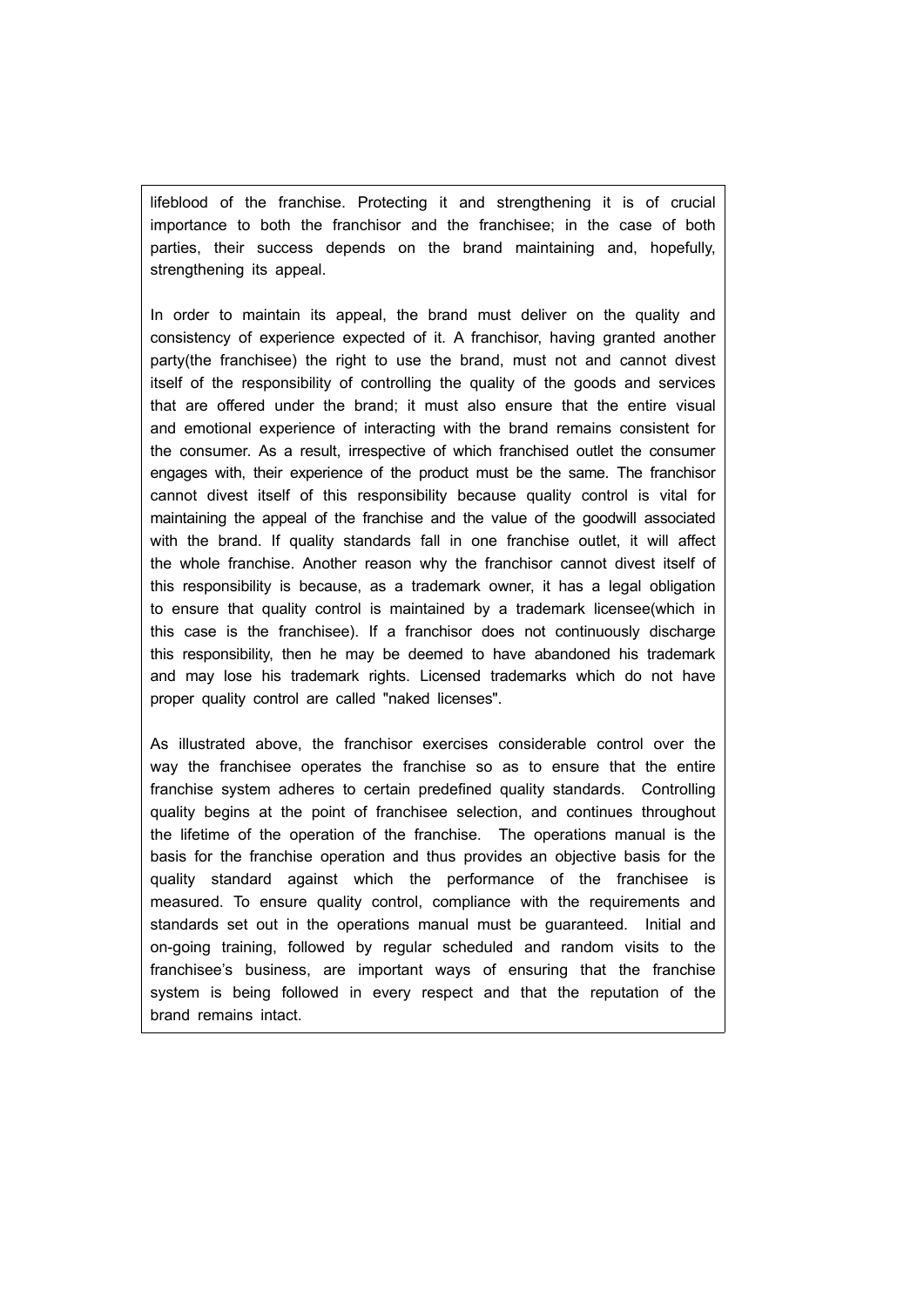lifeblood of the franchise. Protecting it and strengthening it is of crucial importance to both the franchisor and the franchisee; in the case of both parties, their success depends on the brand maintaining and, hopefully, strengthening its appeal.

In order to maintain its appeal, the brand must deliver on the quality and consistency of experience expected of it. A franchisor, having granted another party(the franchisee) the right to use the brand, must not and cannot divest itself of the responsibility of controlling the quality of the goods and services that are offered under the brand; it must also ensure that the entire visual and emotional experience of interacting with the brand remains consistent for the consumer. As a result, irrespective of which franchised outlet the consumer engages with, their experience of the product must be the same. The franchisor cannot divest itself of this responsibility because quality control is vital for maintaining the appeal of the franchise and the value of the goodwill associated with the brand. If quality standards fall in one franchise outlet, it will affect the whole franchise. Another reason why the franchisor cannot divest itself of this responsibility is because, as a trademark owner, it has a legal obligation to ensure that quality control is maintained by a trademark licensee(which in this case is the franchisee). If a franchisor does not continuously discharge this responsibility, then he may be deemed to have abandoned his trademark and may lose his trademark rights. Licensed trademarks which do not have proper quality control are called "naked licenses".

As illustrated above, the franchisor exercises considerable control over the way the franchisee operates the franchise so as to ensure that the entire franchise system adheres to certain predefined quality standards. Controlling quality begins at the point of franchisee selection, and continues throughout the lifetime of the operation of the franchise. The operations manual is the basis for the franchise operation and thus provides an objective basis for the quality standard against which the performance of the franchisee is measured. To ensure quality control, compliance with the requirements and standards set out in the operations manual must be guaranteed. Initial and on-going training, followed by regular scheduled and random visits to the franchisee's business, are important ways of ensuring that the franchise system is being followed in every respect and that the reputation of the brand remains intact.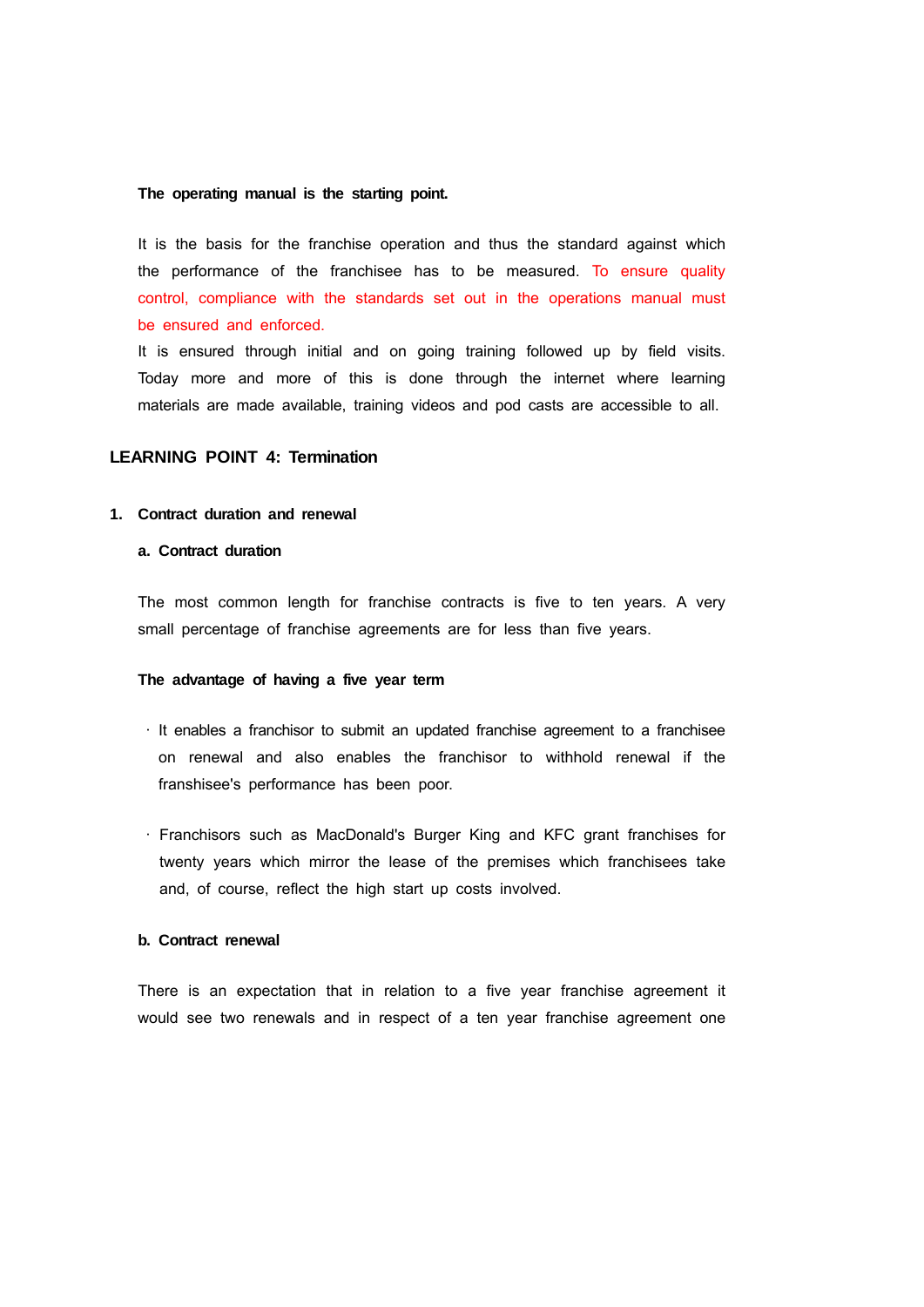**The operating manual is the starting point.**

It is the basis for the franchise operation and thus the standard against which the performance of the franchisee has to be measured. To ensure quality control, compliance with the standards set out in the operations manual must be ensured and enforced.

It is ensured through initial and on going training followed up by field visits. Today more and more of this is done through the internet where learning materials are made available, training videos and pod casts are accessible to all.

## LEARNING POINT 4: Termination

### 1. Contract duration and renewal

#### a. Contract duration

The most common length for franchise contracts is five to ten years. A very small percentage of franchise agreements are for less than five years.

**The advantage of having a five year term**

- It enables a franchisor to submit an updated franchise agreement to a franchisee on renewal and also enables the franchisor to withhold renewal if the franshisee's performance has been poor.

- Franchisors such as MacDonald's Burger King and KFC grant franchises for twenty years which mirror the lease of the premises which franchisees take and, of course, reflect the high start up costs involved.

#### b. Contract renewal

There is an expectation that in relation to a five year franchise agreement it would see two renewals and in respect of a ten year franchise agreement one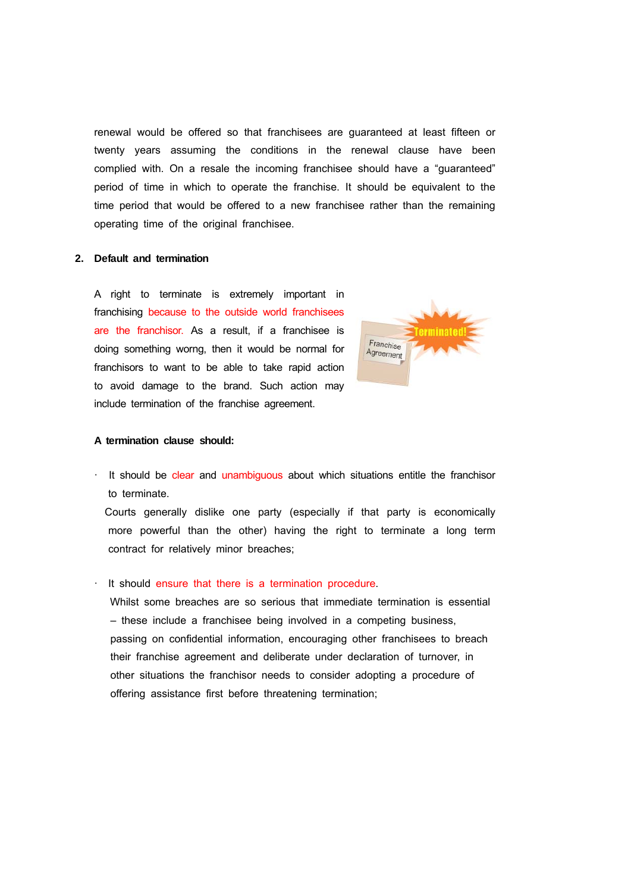renewal would be offered so that franchisees are guaranteed at least fifteen or twenty years assuming the conditions in the renewal clause have been complied with. On a resale the incoming franchisee should have a "guaranteed" period of time in which to operate the franchise. It should be equivalent to the time period that would be offered to a new franchisee rather than the remaining operating time of the original franchisee.

## 2. Default and termination

A right to terminate is extremely important in franchising because to the outside world franchisees are the franchisor. As a result, if a franchisee is doing something worng, then it would be normal for franchisors to want to be able to take rapid action to avoid damage to the brand. Such action may include termination of the franchise agreement.

**A termination clause should:**

- It should be clear and unambiguous about which situations entitle the franchisor to terminate.
  Courts generally dislike one party (especially if that party is economically more powerful than the other) having the right to terminate a long term contract for relatively minor breaches;

- It should ensure that there is a termination procedure.
  Whilst some breaches are so serious that immediate termination is essential – these include a franchisee being involved in a competing business, passing on confidential information, encouraging other franchisees to breach their franchise agreement and deliberate under declaration of turnover, in other situations the franchisor needs to consider adopting a procedure of offering assistance first before threatening termination;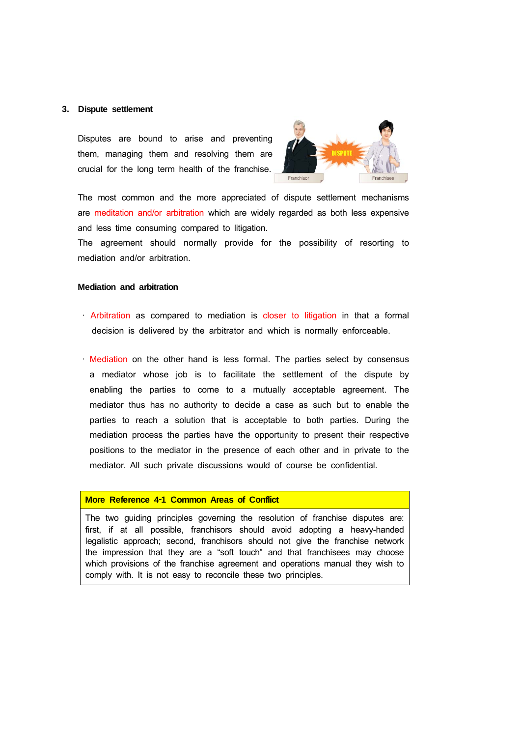## 3. Dispute settlement

Disputes are bound to arise and preventing them, managing them and resolving them are crucial for the long term health of the franchise.

The most common and the more appreciated of dispute settlement mechanisms are meditation and/or arbitration which are widely regarded as both less expensive and less time consuming compared to litigation.

The agreement should normally provide for the possibility of resorting to mediation and/or arbitration.

### Mediation and arbitration

- Arbitration as compared to mediation is closer to litigation in that a formal decision is delivered by the arbitrator and which is normally enforceable.

- Mediation on the other hand is less formal. The parties select by consensus a mediator whose job is to facilitate the settlement of the dispute by enabling the parties to come to a mutually acceptable agreement. The mediator thus has no authority to decide a case as such but to enable the parties to reach a solution that is acceptable to both parties. During the mediation process the parties have the opportunity to present their respective positions to the mediator in the presence of each other and in private to the mediator. All such private discussions would of course be confidential.

| More Reference 4-1 Common Areas of Conflict |
|---|
| The two guiding principles governing the resolution of franchise disputes are: first, if at all possible, franchisors should avoid adopting a heavy-handed legalistic approach; second, franchisors should not give the franchise network the impression that they are a "soft touch" and that franchisees may choose which provisions of the franchise agreement and operations manual they wish to comply with. It is not easy to reconcile these two principles. |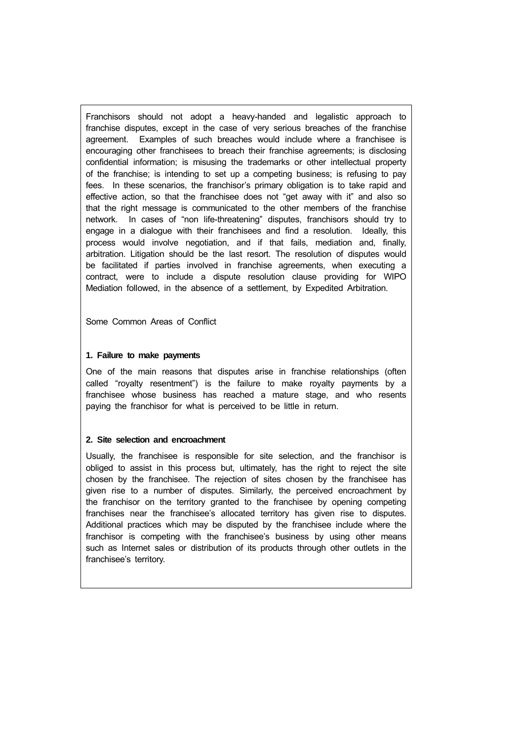Franchisors should not adopt a heavy-handed and legalistic approach to franchise disputes, except in the case of very serious breaches of the franchise agreement. Examples of such breaches would include where a franchisee is encouraging other franchisees to breach their franchise agreements; is disclosing confidential information; is misusing the trademarks or other intellectual property of the franchise; is intending to set up a competing business; is refusing to pay fees. In these scenarios, the franchisor's primary obligation is to take rapid and effective action, so that the franchisee does not "get away with it" and also so that the right message is communicated to the other members of the franchise network. In cases of "non life-threatening" disputes, franchisors should try to engage in a dialogue with their franchisees and find a resolution. Ideally, this process would involve negotiation, and if that fails, mediation and, finally, arbitration. Litigation should be the last resort. The resolution of disputes would be facilitated if parties involved in franchise agreements, when executing a contract, were to include a dispute resolution clause providing for WIPO Mediation followed, in the absence of a settlement, by Expedited Arbitration.

Some Common Areas of Conflict

**1. Failure to make payments**

One of the main reasons that disputes arise in franchise relationships (often called "royalty resentment") is the failure to make royalty payments by a franchisee whose business has reached a mature stage, and who resents paying the franchisor for what is perceived to be little in return.

**2. Site selection and encroachment**

Usually, the franchisee is responsible for site selection, and the franchisor is obliged to assist in this process but, ultimately, has the right to reject the site chosen by the franchisee. The rejection of sites chosen by the franchisee has given rise to a number of disputes. Similarly, the perceived encroachment by the franchisor on the territory granted to the franchisee by opening competing franchises near the franchisee's allocated territory has given rise to disputes. Additional practices which may be disputed by the franchisee include where the franchisor is competing with the franchisee's business by using other means such as Internet sales or distribution of its products through other outlets in the franchisee's territory.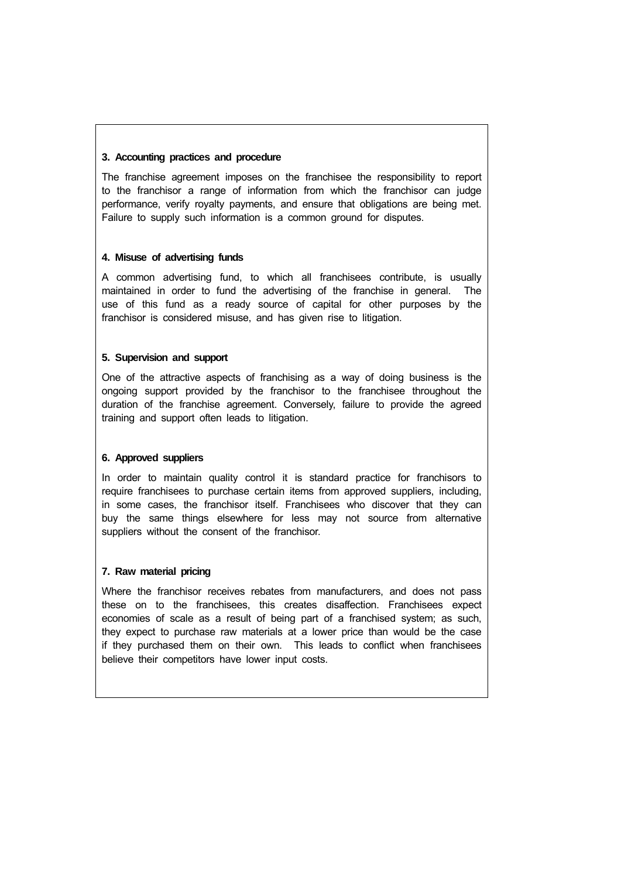**3. Accounting practices and procedure**

The franchise agreement imposes on the franchisee the responsibility to report to the franchisor a range of information from which the franchisor can judge performance, verify royalty payments, and ensure that obligations are being met. Failure to supply such information is a common ground for disputes.

**4. Misuse of advertising funds**

A common advertising fund, to which all franchisees contribute, is usually maintained in order to fund the advertising of the franchise in general. The use of this fund as a ready source of capital for other purposes by the franchisor is considered misuse, and has given rise to litigation.

**5. Supervision and support**

One of the attractive aspects of franchising as a way of doing business is the ongoing support provided by the franchisor to the franchisee throughout the duration of the franchise agreement. Conversely, failure to provide the agreed training and support often leads to litigation.

**6. Approved suppliers**

In order to maintain quality control it is standard practice for franchisors to require franchisees to purchase certain items from approved suppliers, including, in some cases, the franchisor itself. Franchisees who discover that they can buy the same things elsewhere for less may not source from alternative suppliers without the consent of the franchisor.

**7. Raw material pricing**

Where the franchisor receives rebates from manufacturers, and does not pass these on to the franchisees, this creates disaffection. Franchisees expect economies of scale as a result of being part of a franchised system; as such, they expect to purchase raw materials at a lower price than would be the case if they purchased them on their own. This leads to conflict when franchisees believe their competitors have lower input costs.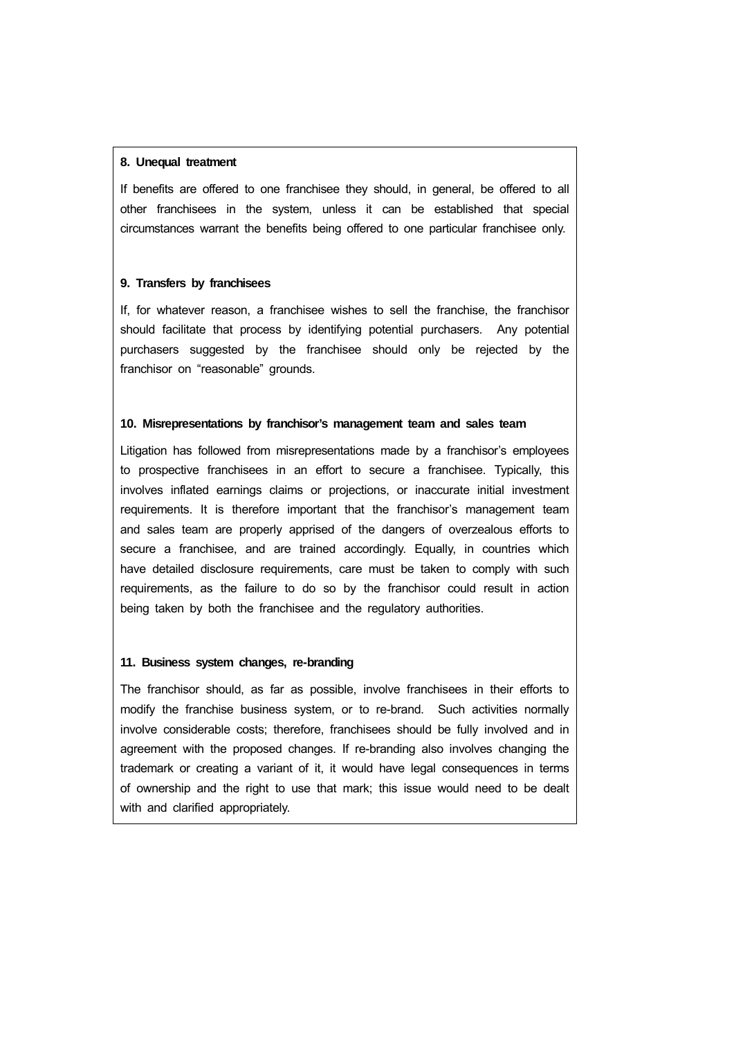**8. Unequal treatment**

If benefits are offered to one franchisee they should, in general, be offered to all other franchisees in the system, unless it can be established that special circumstances warrant the benefits being offered to one particular franchisee only.

**9. Transfers by franchisees**

If, for whatever reason, a franchisee wishes to sell the franchise, the franchisor should facilitate that process by identifying potential purchasers. Any potential purchasers suggested by the franchisee should only be rejected by the franchisor on "reasonable" grounds.

**10. Misrepresentations by franchisor's management team and sales team**

Litigation has followed from misrepresentations made by a franchisor's employees to prospective franchisees in an effort to secure a franchisee. Typically, this involves inflated earnings claims or projections, or inaccurate initial investment requirements. It is therefore important that the franchisor's management team and sales team are properly apprised of the dangers of overzealous efforts to secure a franchisee, and are trained accordingly. Equally, in countries which have detailed disclosure requirements, care must be taken to comply with such requirements, as the failure to do so by the franchisor could result in action being taken by both the franchisee and the regulatory authorities.

**11. Business system changes, re-branding**

The franchisor should, as far as possible, involve franchisees in their efforts to modify the franchise business system, or to re-brand. Such activities normally involve considerable costs; therefore, franchisees should be fully involved and in agreement with the proposed changes. If re-branding also involves changing the trademark or creating a variant of it, it would have legal consequences in terms of ownership and the right to use that mark; this issue would need to be dealt with and clarified appropriately.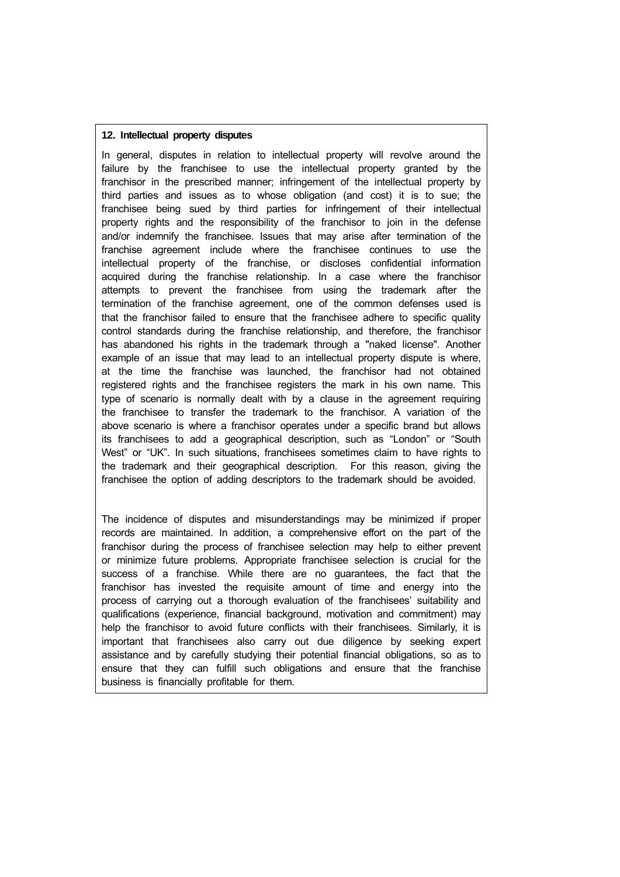**12. Intellectual property disputes**

In general, disputes in relation to intellectual property will revolve around the failure by the franchisee to use the intellectual property granted by the franchisor in the prescribed manner; infringement of the intellectual property by third parties and issues as to whose obligation (and cost) it is to sue; the franchisee being sued by third parties for infringement of their intellectual property rights and the responsibility of the franchisor to join in the defense and/or indemnify the franchisee. Issues that may arise after termination of the franchise agreement include where the franchisee continues to use the intellectual property of the franchise, or discloses confidential information acquired during the franchise relationship. In a case where the franchisor attempts to prevent the franchisee from using the trademark after the termination of the franchise agreement, one of the common defenses used is that the franchisor failed to ensure that the franchisee adhere to specific quality control standards during the franchise relationship, and therefore, the franchisor has abandoned his rights in the trademark through a "naked license". Another example of an issue that may lead to an intellectual property dispute is where, at the time the franchise was launched, the franchisor had not obtained registered rights and the franchisee registers the mark in his own name. This type of scenario is normally dealt with by a clause in the agreement requiring the franchisee to transfer the trademark to the franchisor. A variation of the above scenario is where a franchisor operates under a specific brand but allows its franchisees to add a geographical description, such as "London" or "South West" or "UK". In such situations, franchisees sometimes claim to have rights to the trademark and their geographical description. For this reason, giving the franchisee the option of adding descriptors to the trademark should be avoided.

The incidence of disputes and misunderstandings may be minimized if proper records are maintained. In addition, a comprehensive effort on the part of the franchisor during the process of franchisee selection may help to either prevent or minimize future problems. Appropriate franchisee selection is crucial for the success of a franchise. While there are no guarantees, the fact that the franchisor has invested the requisite amount of time and energy into the process of carrying out a thorough evaluation of the franchisees' suitability and qualifications (experience, financial background, motivation and commitment) may help the franchisor to avoid future conflicts with their franchisees. Similarly, it is important that franchisees also carry out due diligence by seeking expert assistance and by carefully studying their potential financial obligations, so as to ensure that they can fulfill such obligations and ensure that the franchise business is financially profitable for them.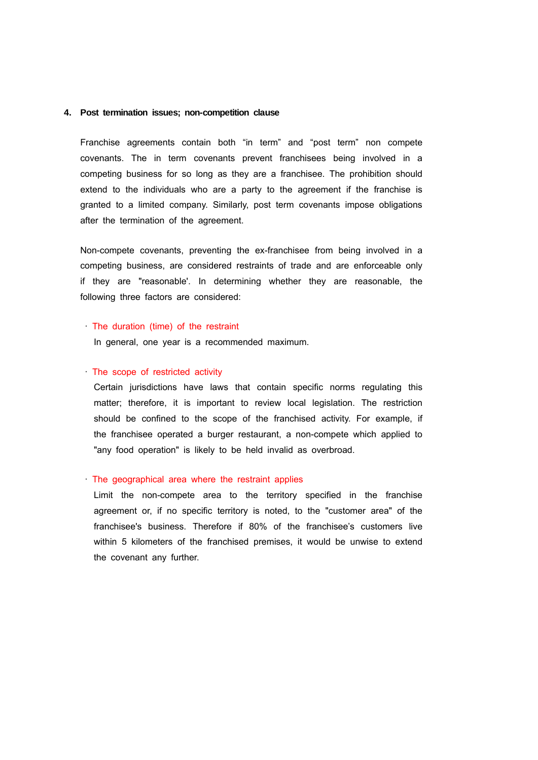## 4. Post termination issues; non-competition clause

Franchise agreements contain both "in term" and "post term" non compete covenants. The in term covenants prevent franchisees being involved in a competing business for so long as they are a franchisee. The prohibition should extend to the individuals who are a party to the agreement if the franchise is granted to a limited company. Similarly, post term covenants impose obligations after the termination of the agreement.

Non-compete covenants, preventing the ex-franchisee from being involved in a competing business, are considered restraints of trade and are enforceable only if they are "reasonable'. In determining whether they are reasonable, the following three factors are considered:

- The duration (time) of the restraint
  In general, one year is a recommended maximum.

- The scope of restricted activity
  Certain jurisdictions have laws that contain specific norms regulating this matter; therefore, it is important to review local legislation. The restriction should be confined to the scope of the franchised activity. For example, if the franchisee operated a burger restaurant, a non-compete which applied to "any food operation" is likely to be held invalid as overbroad.

- The geographical area where the restraint applies
  Limit the non-compete area to the territory specified in the franchise agreement or, if no specific territory is noted, to the "customer area" of the franchisee's business. Therefore if 80% of the franchisee's customers live within 5 kilometers of the franchised premises, it would be unwise to extend the covenant any further.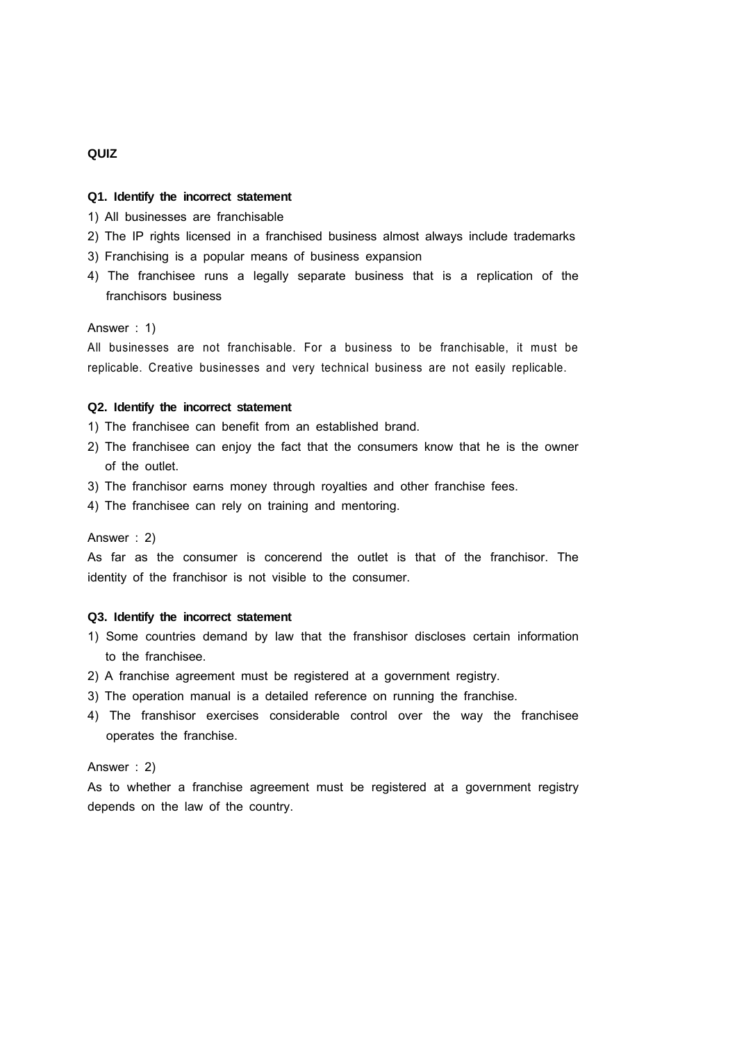**QUIZ**

**Q1. Identify the incorrect statement**

1) All businesses are franchisable
2) The IP rights licensed in a franchised business almost always include trademarks
3) Franchising is a popular means of business expansion
4) The franchisee runs a legally separate business that is a replication of the franchisors business

Answer : 1)

All businesses are not franchisable. For a business to be franchisable, it must be replicable. Creative businesses and very technical business are not easily replicable.

**Q2. Identify the incorrect statement**

1) The franchisee can benefit from an established brand.
2) The franchisee can enjoy the fact that the consumers know that he is the owner of the outlet.
3) The franchisor earns money through royalties and other franchise fees.
4) The franchisee can rely on training and mentoring.

Answer : 2)

As far as the consumer is concerend the outlet is that of the franchisor. The identity of the franchisor is not visible to the consumer.

**Q3. Identify the incorrect statement**

1) Some countries demand by law that the franshisor discloses certain information to the franchisee.
2) A franchise agreement must be registered at a government registry.
3) The operation manual is a detailed reference on running the franchise.
4) The franshisor exercises considerable control over the way the franchisee operates the franchise.

Answer : 2)

As to whether a franchise agreement must be registered at a government registry depends on the law of the country.